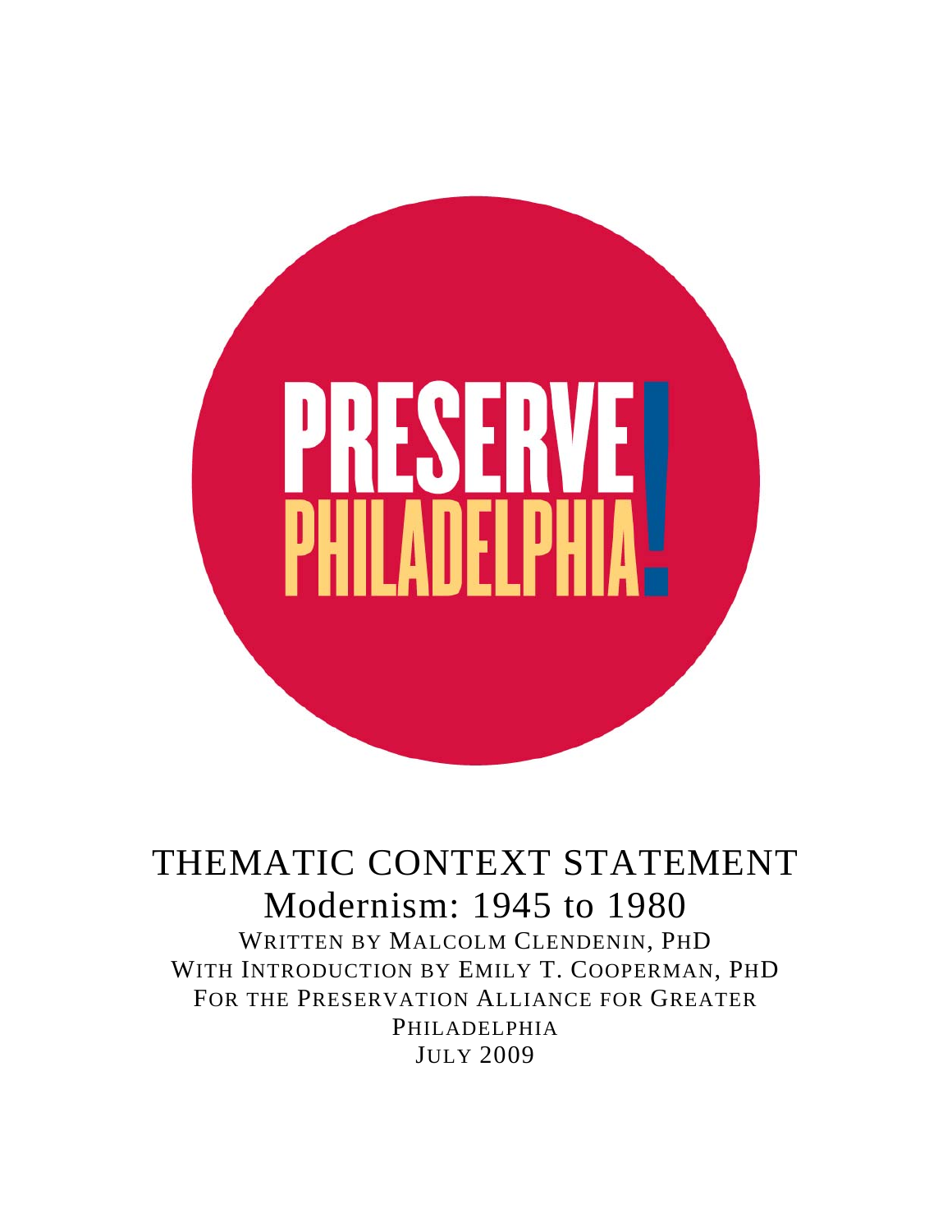PRESERVE PHILADELPHIA!

# THEMATIC CONTEXT STATEMENT

## Modernism: 1945 to 1980

WRITTEN BY MALCOLM CLENDENIN, PHD

WITH INTRODUCTION BY EMILY T. COOPERMAN, PHD

FOR THE PRESERVATION ALLIANCE FOR GREATER PHILADELPHIA

JULY 2009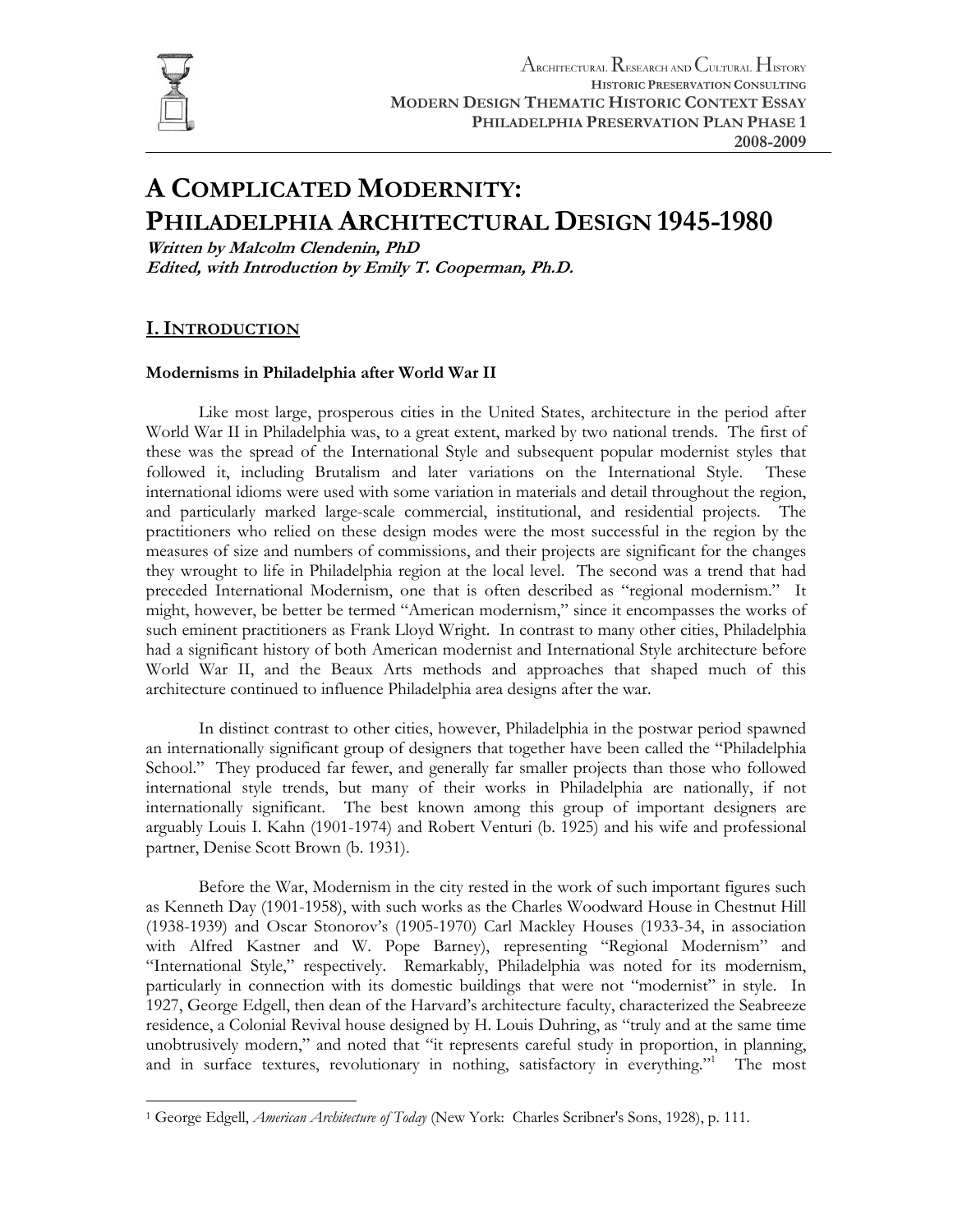# A COMPLICATED MODERNITY: PHILADELPHIA ARCHITECTURAL DESIGN 1945-1980

***Written by Malcolm Clendenin, PhD***
***Edited, with Introduction by Emily T. Cooperman, Ph.D.***

## I. INTRODUCTION

### Modernisms in Philadelphia after World War II

Like most large, prosperous cities in the United States, architecture in the period after World War II in Philadelphia was, to a great extent, marked by two national trends. The first of these was the spread of the International Style and subsequent popular modernist styles that followed it, including Brutalism and later variations on the International Style. These international idioms were used with some variation in materials and detail throughout the region, and particularly marked large-scale commercial, institutional, and residential projects. The practitioners who relied on these design modes were the most successful in the region by the measures of size and numbers of commissions, and their projects are significant for the changes they wrought to life in Philadelphia region at the local level. The second was a trend that had preceded International Modernism, one that is often described as "regional modernism." It might, however, be better be termed "American modernism," since it encompasses the works of such eminent practitioners as Frank Lloyd Wright. In contrast to many other cities, Philadelphia had a significant history of both American modernist and International Style architecture before World War II, and the Beaux Arts methods and approaches that shaped much of this architecture continued to influence Philadelphia area designs after the war.

In distinct contrast to other cities, however, Philadelphia in the postwar period spawned an internationally significant group of designers that together have been called the "Philadelphia School." They produced far fewer, and generally far smaller projects than those who followed international style trends, but many of their works in Philadelphia are nationally, if not internationally significant. The best known among this group of important designers are arguably Louis I. Kahn (1901-1974) and Robert Venturi (b. 1925) and his wife and professional partner, Denise Scott Brown (b. 1931).

Before the War, Modernism in the city rested in the work of such important figures such as Kenneth Day (1901-1958), with such works as the Charles Woodward House in Chestnut Hill (1938-1939) and Oscar Stonorov's (1905-1970) Carl Mackley Houses (1933-34, in association with Alfred Kastner and W. Pope Barney), representing "Regional Modernism" and "International Style," respectively. Remarkably, Philadelphia was noted for its modernism, particularly in connection with its domestic buildings that were not "modernist" in style. In 1927, George Edgell, then dean of the Harvard's architecture faculty, characterized the Seabreeze residence, a Colonial Revival house designed by H. Louis Duhring, as "truly and at the same time unobtrusively modern," and noted that "it represents careful study in proportion, in planning, and in surface textures, revolutionary in nothing, satisfactory in everything."[1] The most

[1] George Edgell, *American Architecture of Today* (New York: Charles Scribner's Sons, 1928), p. 111.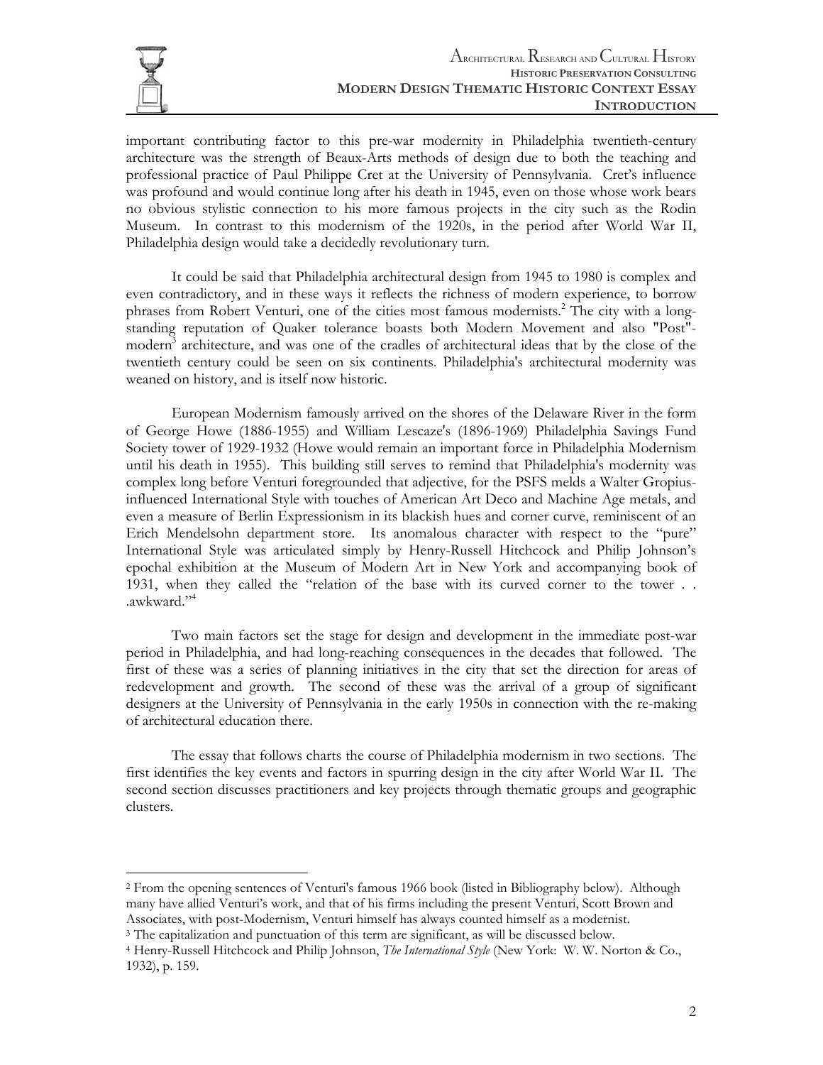important contributing factor to this pre-war modernity in Philadelphia twentieth-century architecture was the strength of Beaux-Arts methods of design due to both the teaching and professional practice of Paul Philippe Cret at the University of Pennsylvania. Cret's influence was profound and would continue long after his death in 1945, even on those whose work bears no obvious stylistic connection to his more famous projects in the city such as the Rodin Museum. In contrast to this modernism of the 1920s, in the period after World War II, Philadelphia design would take a decidedly revolutionary turn.

It could be said that Philadelphia architectural design from 1945 to 1980 is complex and even contradictory, and in these ways it reflects the richness of modern experience, to borrow phrases from Robert Venturi, one of the cities most famous modernists.[2] The city with a long-standing reputation of Quaker tolerance boasts both Modern Movement and also "Post"-modern[3] architecture, and was one of the cradles of architectural ideas that by the close of the twentieth century could be seen on six continents. Philadelphia's architectural modernity was weaned on history, and is itself now historic.

European Modernism famously arrived on the shores of the Delaware River in the form of George Howe (1886-1955) and William Lescaze's (1896-1969) Philadelphia Savings Fund Society tower of 1929-1932 (Howe would remain an important force in Philadelphia Modernism until his death in 1955). This building still serves to remind that Philadelphia's modernity was complex long before Venturi foregrounded that adjective, for the PSFS melds a Walter Gropius-influenced International Style with touches of American Art Deco and Machine Age metals, and even a measure of Berlin Expressionism in its blackish hues and corner curve, reminiscent of an Erich Mendelsohn department store. Its anomalous character with respect to the "pure" International Style was articulated simply by Henry-Russell Hitchcock and Philip Johnson's epochal exhibition at the Museum of Modern Art in New York and accompanying book of 1931, when they called the "relation of the base with its curved corner to the tower . . .awkward."[4]

Two main factors set the stage for design and development in the immediate post-war period in Philadelphia, and had long-reaching consequences in the decades that followed. The first of these was a series of planning initiatives in the city that set the direction for areas of redevelopment and growth. The second of these was the arrival of a group of significant designers at the University of Pennsylvania in the early 1950s in connection with the re-making of architectural education there.

The essay that follows charts the course of Philadelphia modernism in two sections. The first identifies the key events and factors in spurring design in the city after World War II. The second section discusses practitioners and key projects through thematic groups and geographic clusters.

---

[2] From the opening sentences of Venturi's famous 1966 book (listed in Bibliography below). Although many have allied Venturi's work, and that of his firms including the present Venturi, Scott Brown and Associates, with post-Modernism, Venturi himself has always counted himself as a modernist.

[3] The capitalization and punctuation of this term are significant, as will be discussed below.

[4] Henry-Russell Hitchcock and Philip Johnson, *The International Style* (New York: W. W. Norton & Co., 1932), p. 159.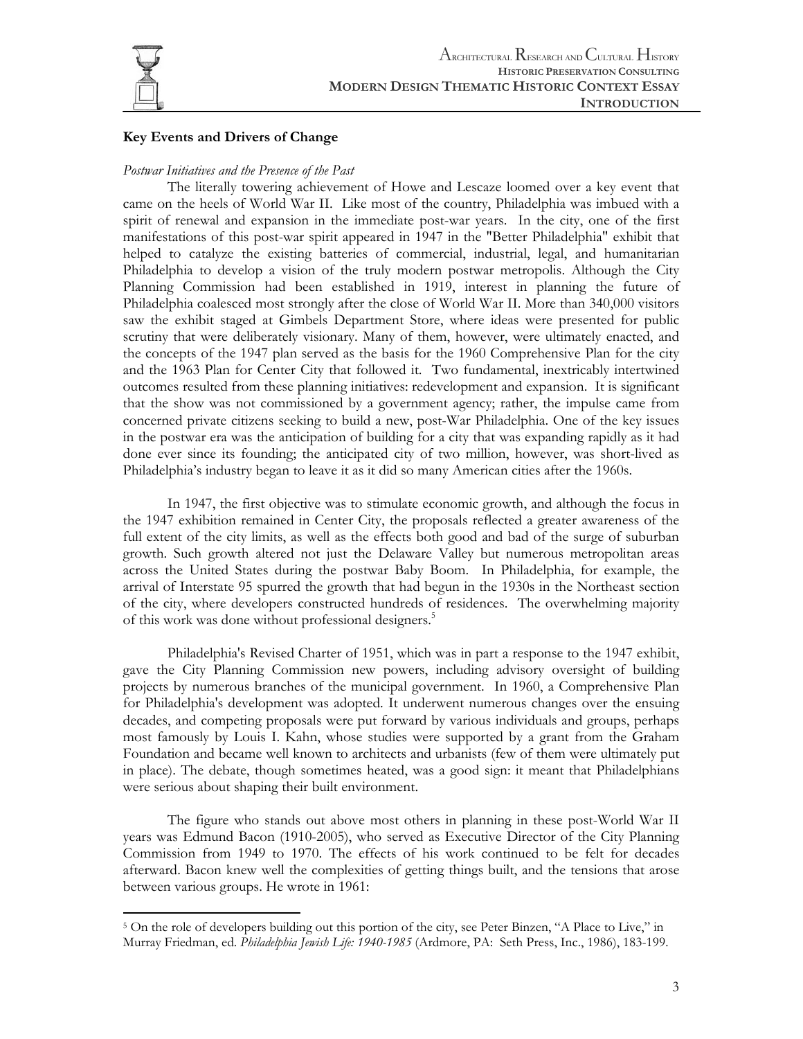## Key Events and Drivers of Change

*Postwar Initiatives and the Presence of the Past*

The literally towering achievement of Howe and Lescaze loomed over a key event that came on the heels of World War II. Like most of the country, Philadelphia was imbued with a spirit of renewal and expansion in the immediate post-war years. In the city, one of the first manifestations of this post-war spirit appeared in 1947 in the "Better Philadelphia" exhibit that helped to catalyze the existing batteries of commercial, industrial, legal, and humanitarian Philadelphia to develop a vision of the truly modern postwar metropolis. Although the City Planning Commission had been established in 1919, interest in planning the future of Philadelphia coalesced most strongly after the close of World War II. More than 340,000 visitors saw the exhibit staged at Gimbels Department Store, where ideas were presented for public scrutiny that were deliberately visionary. Many of them, however, were ultimately enacted, and the concepts of the 1947 plan served as the basis for the 1960 Comprehensive Plan for the city and the 1963 Plan for Center City that followed it. Two fundamental, inextricably intertwined outcomes resulted from these planning initiatives: redevelopment and expansion. It is significant that the show was not commissioned by a government agency; rather, the impulse came from concerned private citizens seeking to build a new, post-War Philadelphia. One of the key issues in the postwar era was the anticipation of building for a city that was expanding rapidly as it had done ever since its founding; the anticipated city of two million, however, was short-lived as Philadelphia's industry began to leave it as it did so many American cities after the 1960s.

In 1947, the first objective was to stimulate economic growth, and although the focus in the 1947 exhibition remained in Center City, the proposals reflected a greater awareness of the full extent of the city limits, as well as the effects both good and bad of the surge of suburban growth. Such growth altered not just the Delaware Valley but numerous metropolitan areas across the United States during the postwar Baby Boom. In Philadelphia, for example, the arrival of Interstate 95 spurred the growth that had begun in the 1930s in the Northeast section of the city, where developers constructed hundreds of residences. The overwhelming majority of this work was done without professional designers.[5]

Philadelphia's Revised Charter of 1951, which was in part a response to the 1947 exhibit, gave the City Planning Commission new powers, including advisory oversight of building projects by numerous branches of the municipal government. In 1960, a Comprehensive Plan for Philadelphia's development was adopted. It underwent numerous changes over the ensuing decades, and competing proposals were put forward by various individuals and groups, perhaps most famously by Louis I. Kahn, whose studies were supported by a grant from the Graham Foundation and became well known to architects and urbanists (few of them were ultimately put in place). The debate, though sometimes heated, was a good sign: it meant that Philadelphians were serious about shaping their built environment.

The figure who stands out above most others in planning in these post-World War II years was Edmund Bacon (1910-2005), who served as Executive Director of the City Planning Commission from 1949 to 1970. The effects of his work continued to be felt for decades afterward. Bacon knew well the complexities of getting things built, and the tensions that arose between various groups. He wrote in 1961:

---

[5] On the role of developers building out this portion of the city, see Peter Binzen, "A Place to Live," in Murray Friedman, ed. *Philadelphia Jewish Life: 1940-1985* (Ardmore, PA: Seth Press, Inc., 1986), 183-199.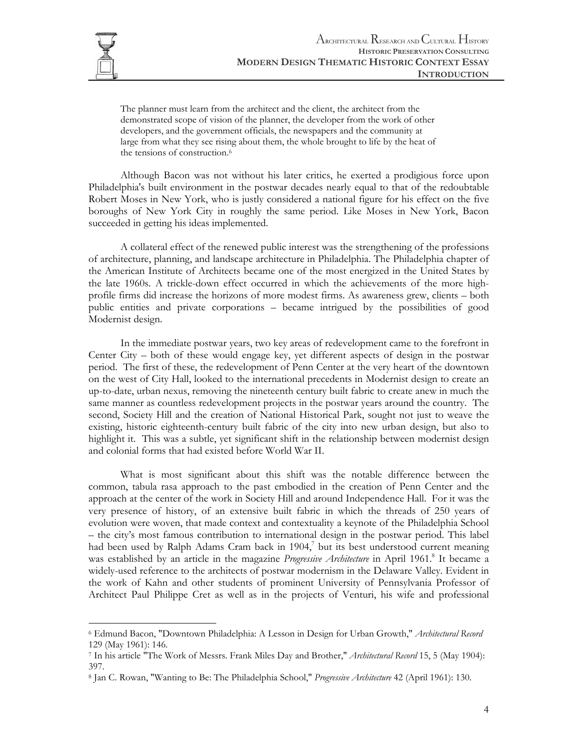> The planner must learn from the architect and the client, the architect from the demonstrated scope of vision of the planner, the developer from the work of other developers, and the government officials, the newspapers and the community at large from what they see rising about them, the whole brought to life by the heat of the tensions of construction.[6]

Although Bacon was not without his later critics, he exerted a prodigious force upon Philadelphia's built environment in the postwar decades nearly equal to that of the redoubtable Robert Moses in New York, who is justly considered a national figure for his effect on the five boroughs of New York City in roughly the same period. Like Moses in New York, Bacon succeeded in getting his ideas implemented.

A collateral effect of the renewed public interest was the strengthening of the professions of architecture, planning, and landscape architecture in Philadelphia. The Philadelphia chapter of the American Institute of Architects became one of the most energized in the United States by the late 1960s. A trickle-down effect occurred in which the achievements of the more high-profile firms did increase the horizons of more modest firms. As awareness grew, clients – both public entities and private corporations – became intrigued by the possibilities of good Modernist design.

In the immediate postwar years, two key areas of redevelopment came to the forefront in Center City – both of these would engage key, yet different aspects of design in the postwar period. The first of these, the redevelopment of Penn Center at the very heart of the downtown on the west of City Hall, looked to the international precedents in Modernist design to create an up-to-date, urban nexus, removing the nineteenth century built fabric to create anew in much the same manner as countless redevelopment projects in the postwar years around the country. The second, Society Hill and the creation of National Historical Park, sought not just to weave the existing, historic eighteenth-century built fabric of the city into new urban design, but also to highlight it. This was a subtle, yet significant shift in the relationship between modernist design and colonial forms that had existed before World War II.

What is most significant about this shift was the notable difference between the common, tabula rasa approach to the past embodied in the creation of Penn Center and the approach at the center of the work in Society Hill and around Independence Hall. For it was the very presence of history, of an extensive built fabric in which the threads of 250 years of evolution were woven, that made context and contextuality a keynote of the Philadelphia School – the city's most famous contribution to international design in the postwar period. This label had been used by Ralph Adams Cram back in 1904,[7] but its best understood current meaning was established by an article in the magazine *Progressive Architecture* in April 1961.[8] It became a widely-used reference to the architects of postwar modernism in the Delaware Valley. Evident in the work of Kahn and other students of prominent University of Pennsylvania Professor of Architect Paul Philippe Cret as well as in the projects of Venturi, his wife and professional

---

[6] Edmund Bacon, "Downtown Philadelphia: A Lesson in Design for Urban Growth," *Architectural Record* 129 (May 1961): 146.

[7] In his article "The Work of Messrs. Frank Miles Day and Brother," *Architectural Record* 15, 5 (May 1904): 397.

[8] Jan C. Rowan, "Wanting to Be: The Philadelphia School," *Progressive Architecture* 42 (April 1961): 130.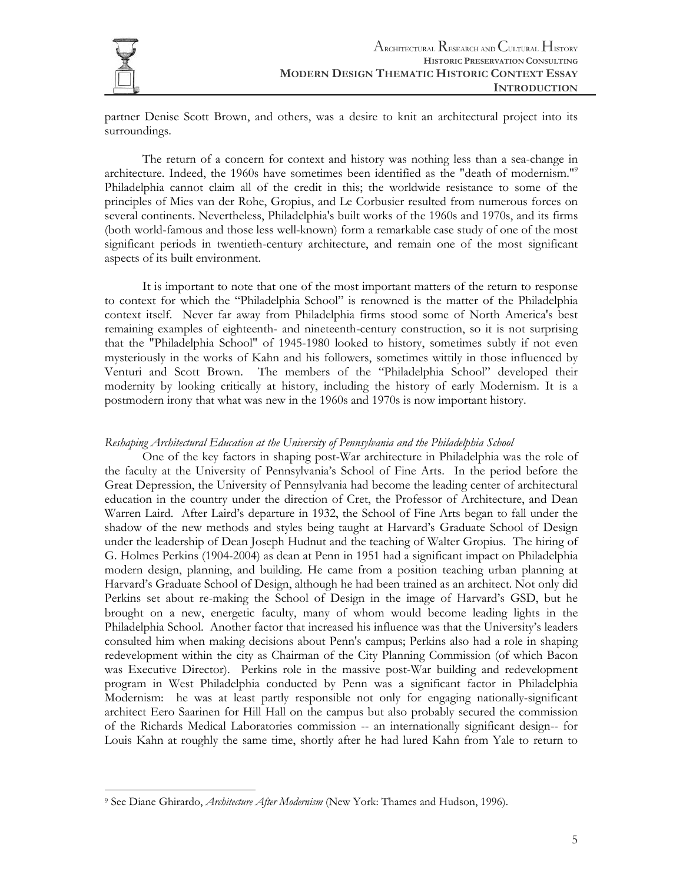partner Denise Scott Brown, and others, was a desire to knit an architectural project into its surroundings.

The return of a concern for context and history was nothing less than a sea-change in architecture. Indeed, the 1960s have sometimes been identified as the "death of modernism."[9] Philadelphia cannot claim all of the credit in this; the worldwide resistance to some of the principles of Mies van der Rohe, Gropius, and Le Corbusier resulted from numerous forces on several continents. Nevertheless, Philadelphia's built works of the 1960s and 1970s, and its firms (both world-famous and those less well-known) form a remarkable case study of one of the most significant periods in twentieth-century architecture, and remain one of the most significant aspects of its built environment.

It is important to note that one of the most important matters of the return to response to context for which the "Philadelphia School" is renowned is the matter of the Philadelphia context itself. Never far away from Philadelphia firms stood some of North America's best remaining examples of eighteenth- and nineteenth-century construction, so it is not surprising that the "Philadelphia School" of 1945-1980 looked to history, sometimes subtly if not even mysteriously in the works of Kahn and his followers, sometimes wittily in those influenced by Venturi and Scott Brown. The members of the "Philadelphia School" developed their modernity by looking critically at history, including the history of early Modernism. It is a postmodern irony that what was new in the 1960s and 1970s is now important history.

*Reshaping Architectural Education at the University of Pennsylvania and the Philadelphia School*

One of the key factors in shaping post-War architecture in Philadelphia was the role of the faculty at the University of Pennsylvania's School of Fine Arts. In the period before the Great Depression, the University of Pennsylvania had become the leading center of architectural education in the country under the direction of Cret, the Professor of Architecture, and Dean Warren Laird. After Laird's departure in 1932, the School of Fine Arts began to fall under the shadow of the new methods and styles being taught at Harvard's Graduate School of Design under the leadership of Dean Joseph Hudnut and the teaching of Walter Gropius. The hiring of G. Holmes Perkins (1904-2004) as dean at Penn in 1951 had a significant impact on Philadelphia modern design, planning, and building. He came from a position teaching urban planning at Harvard's Graduate School of Design, although he had been trained as an architect. Not only did Perkins set about re-making the School of Design in the image of Harvard's GSD, but he brought on a new, energetic faculty, many of whom would become leading lights in the Philadelphia School. Another factor that increased his influence was that the University's leaders consulted him when making decisions about Penn's campus; Perkins also had a role in shaping redevelopment within the city as Chairman of the City Planning Commission (of which Bacon was Executive Director). Perkins role in the massive post-War building and redevelopment program in West Philadelphia conducted by Penn was a significant factor in Philadelphia Modernism: he was at least partly responsible not only for engaging nationally-significant architect Eero Saarinen for Hill Hall on the campus but also probably secured the commission of the Richards Medical Laboratories commission -- an internationally significant design-- for Louis Kahn at roughly the same time, shortly after he had lured Kahn from Yale to return to

[9] See Diane Ghirardo, *Architecture After Modernism* (New York: Thames and Hudson, 1996).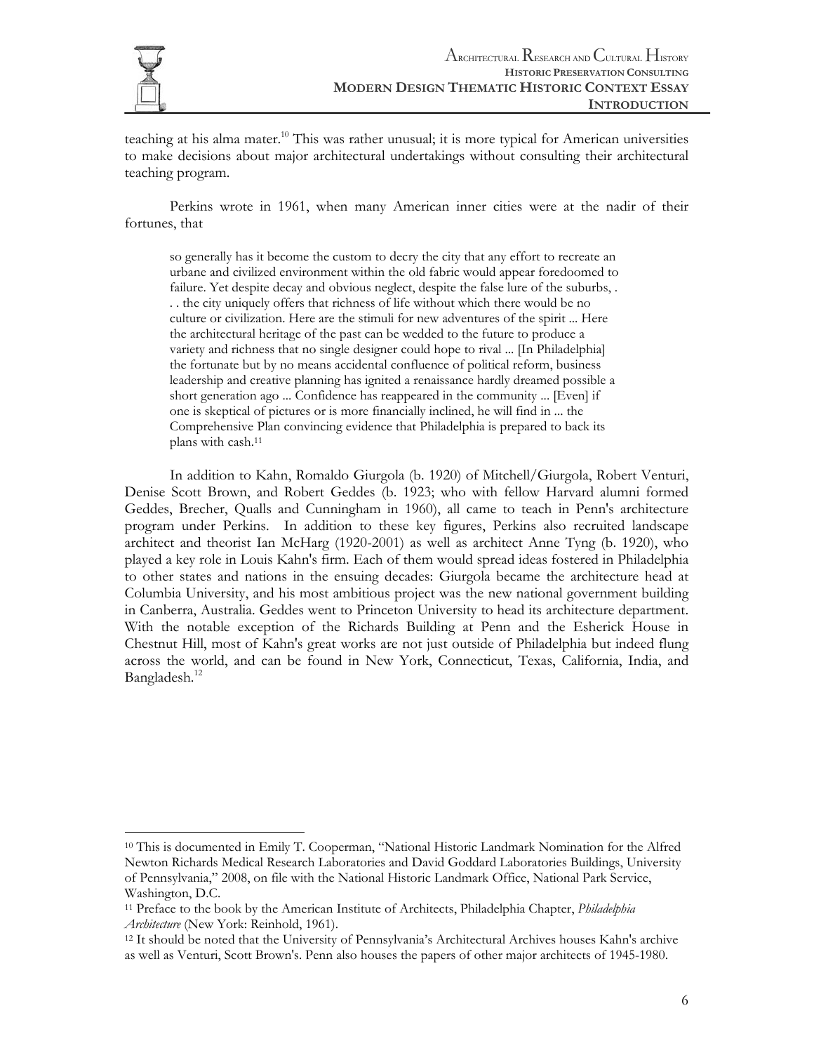teaching at his alma mater.[10] This was rather unusual; it is more typical for American universities to make decisions about major architectural undertakings without consulting their architectural teaching program.

Perkins wrote in 1961, when many American inner cities were at the nadir of their fortunes, that

> so generally has it become the custom to decry the city that any effort to recreate an urbane and civilized environment within the old fabric would appear foredoomed to failure. Yet despite decay and obvious neglect, despite the false lure of the suburbs, . . . the city uniquely offers that richness of life without which there would be no culture or civilization. Here are the stimuli for new adventures of the spirit ... Here the architectural heritage of the past can be wedded to the future to produce a variety and richness that no single designer could hope to rival ... [In Philadelphia] the fortunate but by no means accidental confluence of political reform, business leadership and creative planning has ignited a renaissance hardly dreamed possible a short generation ago ... Confidence has reappeared in the community ... [Even] if one is skeptical of pictures or is more financially inclined, he will find in ... the Comprehensive Plan convincing evidence that Philadelphia is prepared to back its plans with cash.[11]

In addition to Kahn, Romaldo Giurgola (b. 1920) of Mitchell/Giurgola, Robert Venturi, Denise Scott Brown, and Robert Geddes (b. 1923; who with fellow Harvard alumni formed Geddes, Brecher, Qualls and Cunningham in 1960), all came to teach in Penn's architecture program under Perkins. In addition to these key figures, Perkins also recruited landscape architect and theorist Ian McHarg (1920-2001) as well as architect Anne Tyng (b. 1920), who played a key role in Louis Kahn's firm. Each of them would spread ideas fostered in Philadelphia to other states and nations in the ensuing decades: Giurgola became the architecture head at Columbia University, and his most ambitious project was the new national government building in Canberra, Australia. Geddes went to Princeton University to head its architecture department. With the notable exception of the Richards Building at Penn and the Esherick House in Chestnut Hill, most of Kahn's great works are not just outside of Philadelphia but indeed flung across the world, and can be found in New York, Connecticut, Texas, California, India, and Bangladesh.[12]

---

[10] This is documented in Emily T. Cooperman, "National Historic Landmark Nomination for the Alfred Newton Richards Medical Research Laboratories and David Goddard Laboratories Buildings, University of Pennsylvania," 2008, on file with the National Historic Landmark Office, National Park Service, Washington, D.C.

[11] Preface to the book by the American Institute of Architects, Philadelphia Chapter, *Philadelphia Architecture* (New York: Reinhold, 1961).

[12] It should be noted that the University of Pennsylvania's Architectural Archives houses Kahn's archive as well as Venturi, Scott Brown's. Penn also houses the papers of other major architects of 1945-1980.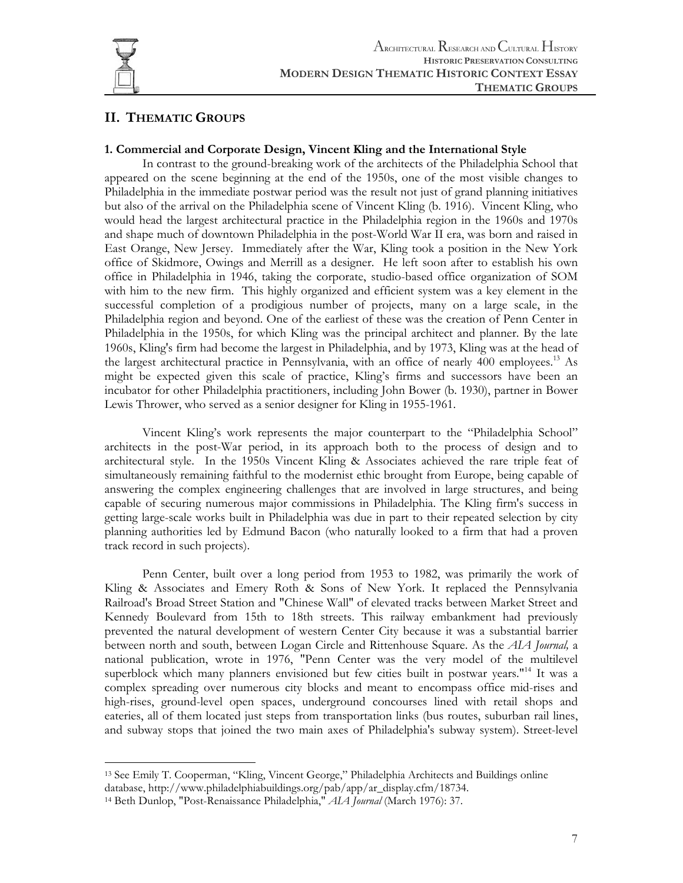## II. THEMATIC GROUPS

### 1. Commercial and Corporate Design, Vincent Kling and the International Style

In contrast to the ground-breaking work of the architects of the Philadelphia School that appeared on the scene beginning at the end of the 1950s, one of the most visible changes to Philadelphia in the immediate postwar period was the result not just of grand planning initiatives but also of the arrival on the Philadelphia scene of Vincent Kling (b. 1916). Vincent Kling, who would head the largest architectural practice in the Philadelphia region in the 1960s and 1970s and shape much of downtown Philadelphia in the post-World War II era, was born and raised in East Orange, New Jersey. Immediately after the War, Kling took a position in the New York office of Skidmore, Owings and Merrill as a designer. He left soon after to establish his own office in Philadelphia in 1946, taking the corporate, studio-based office organization of SOM with him to the new firm. This highly organized and efficient system was a key element in the successful completion of a prodigious number of projects, many on a large scale, in the Philadelphia region and beyond. One of the earliest of these was the creation of Penn Center in Philadelphia in the 1950s, for which Kling was the principal architect and planner. By the late 1960s, Kling's firm had become the largest in Philadelphia, and by 1973, Kling was at the head of the largest architectural practice in Pennsylvania, with an office of nearly 400 employees.[13] As might be expected given this scale of practice, Kling's firms and successors have been an incubator for other Philadelphia practitioners, including John Bower (b. 1930), partner in Bower Lewis Thrower, who served as a senior designer for Kling in 1955-1961.

Vincent Kling's work represents the major counterpart to the "Philadelphia School" architects in the post-War period, in its approach both to the process of design and to architectural style. In the 1950s Vincent Kling & Associates achieved the rare triple feat of simultaneously remaining faithful to the modernist ethic brought from Europe, being capable of answering the complex engineering challenges that are involved in large structures, and being capable of securing numerous major commissions in Philadelphia. The Kling firm's success in getting large-scale works built in Philadelphia was due in part to their repeated selection by city planning authorities led by Edmund Bacon (who naturally looked to a firm that had a proven track record in such projects).

Penn Center, built over a long period from 1953 to 1982, was primarily the work of Kling & Associates and Emery Roth & Sons of New York. It replaced the Pennsylvania Railroad's Broad Street Station and "Chinese Wall" of elevated tracks between Market Street and Kennedy Boulevard from 15th to 18th streets. This railway embankment had previously prevented the natural development of western Center City because it was a substantial barrier between north and south, between Logan Circle and Rittenhouse Square. As the *AIA Journal,* a national publication, wrote in 1976, "Penn Center was the very model of the multilevel superblock which many planners envisioned but few cities built in postwar years."[14] It was a complex spreading over numerous city blocks and meant to encompass office mid-rises and high-rises, ground-level open spaces, underground concourses lined with retail shops and eateries, all of them located just steps from transportation links (bus routes, suburban rail lines, and subway stops that joined the two main axes of Philadelphia's subway system). Street-level

---

[13] See Emily T. Cooperman, "Kling, Vincent George," Philadelphia Architects and Buildings online database, http://www.philadelphiabuildings.org/pab/app/ar_display.cfm/18734.

[14] Beth Dunlop, "Post-Renaissance Philadelphia," *AIA Journal* (March 1976): 37.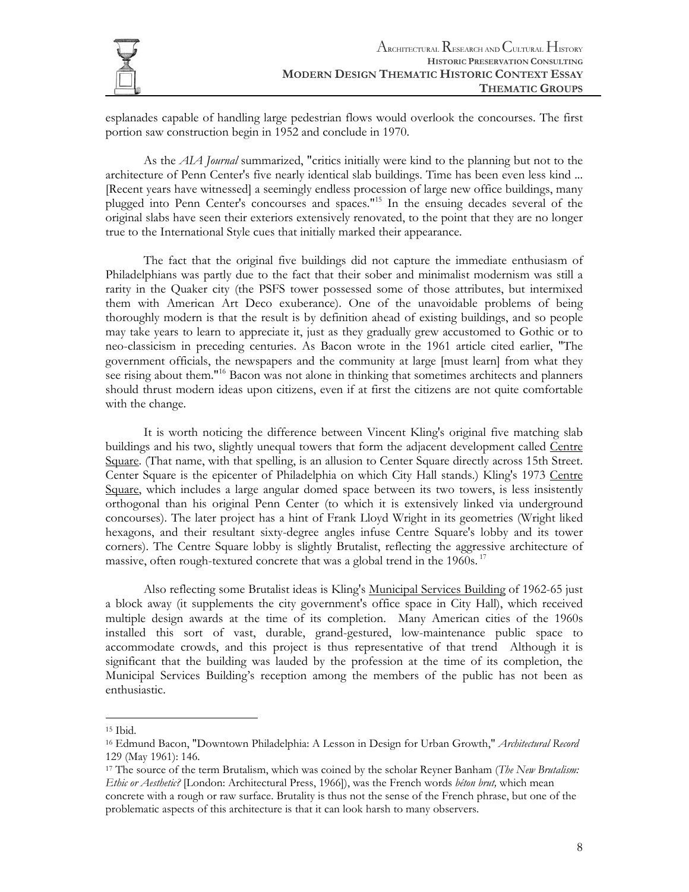esplanades capable of handling large pedestrian flows would overlook the concourses. The first portion saw construction begin in 1952 and conclude in 1970.

As the *AIA Journal* summarized, "critics initially were kind to the planning but not to the architecture of Penn Center's five nearly identical slab buildings. Time has been even less kind ... [Recent years have witnessed] a seemingly endless procession of large new office buildings, many plugged into Penn Center's concourses and spaces."[15] In the ensuing decades several of the original slabs have seen their exteriors extensively renovated, to the point that they are no longer true to the International Style cues that initially marked their appearance.

The fact that the original five buildings did not capture the immediate enthusiasm of Philadelphians was partly due to the fact that their sober and minimalist modernism was still a rarity in the Quaker city (the PSFS tower possessed some of those attributes, but intermixed them with American Art Deco exuberance). One of the unavoidable problems of being thoroughly modern is that the result is by definition ahead of existing buildings, and so people may take years to learn to appreciate it, just as they gradually grew accustomed to Gothic or to neo-classicism in preceding centuries. As Bacon wrote in the 1961 article cited earlier, "The government officials, the newspapers and the community at large [must learn] from what they see rising about them."[16] Bacon was not alone in thinking that sometimes architects and planners should thrust modern ideas upon citizens, even if at first the citizens are not quite comfortable with the change.

It is worth noticing the difference between Vincent Kling's original five matching slab buildings and his two, slightly unequal towers that form the adjacent development called Centre Square. (That name, with that spelling, is an allusion to Center Square directly across 15th Street. Center Square is the epicenter of Philadelphia on which City Hall stands.) Kling's 1973 Centre Square, which includes a large angular domed space between its two towers, is less insistently orthogonal than his original Penn Center (to which it is extensively linked via underground concourses). The later project has a hint of Frank Lloyd Wright in its geometries (Wright liked hexagons, and their resultant sixty-degree angles infuse Centre Square's lobby and its tower corners). The Centre Square lobby is slightly Brutalist, reflecting the aggressive architecture of massive, often rough-textured concrete that was a global trend in the 1960s.[17]

Also reflecting some Brutalist ideas is Kling's Municipal Services Building of 1962-65 just a block away (it supplements the city government's office space in City Hall), which received multiple design awards at the time of its completion. Many American cities of the 1960s installed this sort of vast, durable, grand-gestured, low-maintenance public space to accommodate crowds, and this project is thus representative of that trend Although it is significant that the building was lauded by the profession at the time of its completion, the Municipal Services Building's reception among the members of the public has not been as enthusiastic.

---

[15] Ibid.

[16] Edmund Bacon, "Downtown Philadelphia: A Lesson in Design for Urban Growth," *Architectural Record* 129 (May 1961): 146.

[17] The source of the term Brutalism, which was coined by the scholar Reyner Banham (*The New Brutalism: Ethic or Aesthetic?* [London: Architectural Press, 1966]), was the French words *béton brut,* which mean concrete with a rough or raw surface. Brutality is thus not the sense of the French phrase, but one of the problematic aspects of this architecture is that it can look harsh to many observers.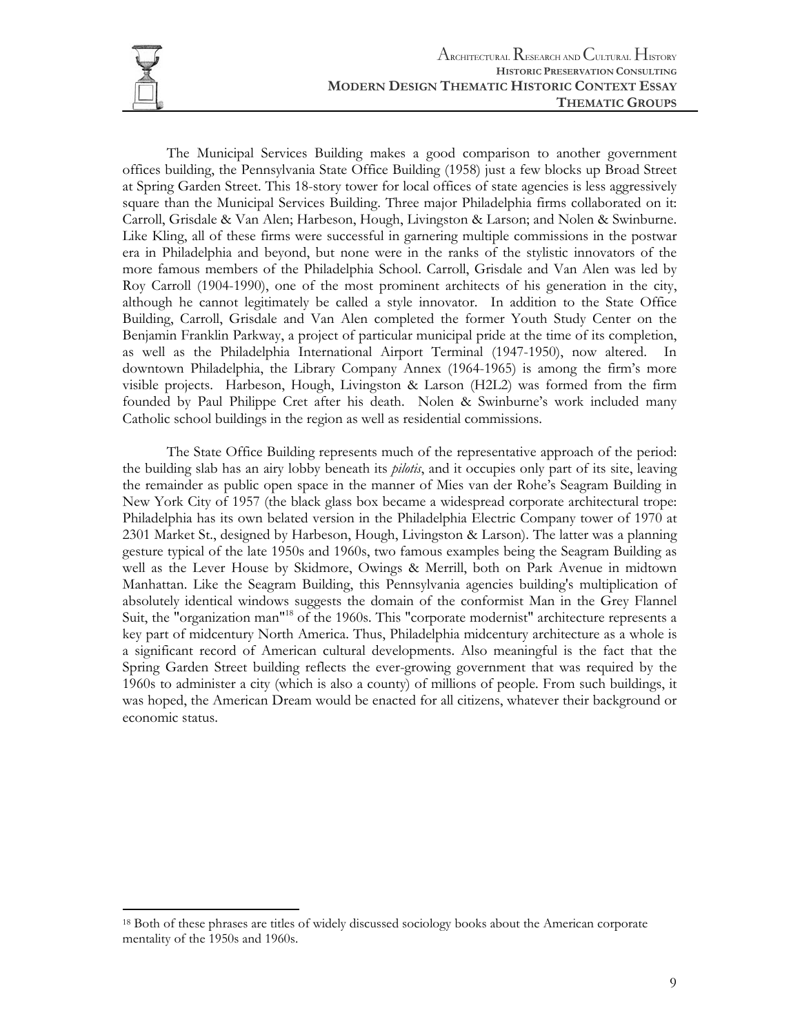The Municipal Services Building makes a good comparison to another government offices building, the Pennsylvania State Office Building (1958) just a few blocks up Broad Street at Spring Garden Street. This 18-story tower for local offices of state agencies is less aggressively square than the Municipal Services Building. Three major Philadelphia firms collaborated on it: Carroll, Grisdale & Van Alen; Harbeson, Hough, Livingston & Larson; and Nolen & Swinburne. Like Kling, all of these firms were successful in garnering multiple commissions in the postwar era in Philadelphia and beyond, but none were in the ranks of the stylistic innovators of the more famous members of the Philadelphia School. Carroll, Grisdale and Van Alen was led by Roy Carroll (1904-1990), one of the most prominent architects of his generation in the city, although he cannot legitimately be called a style innovator. In addition to the State Office Building, Carroll, Grisdale and Van Alen completed the former Youth Study Center on the Benjamin Franklin Parkway, a project of particular municipal pride at the time of its completion, as well as the Philadelphia International Airport Terminal (1947-1950), now altered. In downtown Philadelphia, the Library Company Annex (1964-1965) is among the firm's more visible projects. Harbeson, Hough, Livingston & Larson (H2L2) was formed from the firm founded by Paul Philippe Cret after his death. Nolen & Swinburne's work included many Catholic school buildings in the region as well as residential commissions.

The State Office Building represents much of the representative approach of the period: the building slab has an airy lobby beneath its *pilotis*, and it occupies only part of its site, leaving the remainder as public open space in the manner of Mies van der Rohe's Seagram Building in New York City of 1957 (the black glass box became a widespread corporate architectural trope: Philadelphia has its own belated version in the Philadelphia Electric Company tower of 1970 at 2301 Market St., designed by Harbeson, Hough, Livingston & Larson). The latter was a planning gesture typical of the late 1950s and 1960s, two famous examples being the Seagram Building as well as the Lever House by Skidmore, Owings & Merrill, both on Park Avenue in midtown Manhattan. Like the Seagram Building, this Pennsylvania agencies building's multiplication of absolutely identical windows suggests the domain of the conformist Man in the Grey Flannel Suit, the "organization man"[18] of the 1960s. This "corporate modernist" architecture represents a key part of midcentury North America. Thus, Philadelphia midcentury architecture as a whole is a significant record of American cultural developments. Also meaningful is the fact that the Spring Garden Street building reflects the ever-growing government that was required by the 1960s to administer a city (which is also a county) of millions of people. From such buildings, it was hoped, the American Dream would be enacted for all citizens, whatever their background or economic status.

[18] Both of these phrases are titles of widely discussed sociology books about the American corporate mentality of the 1950s and 1960s.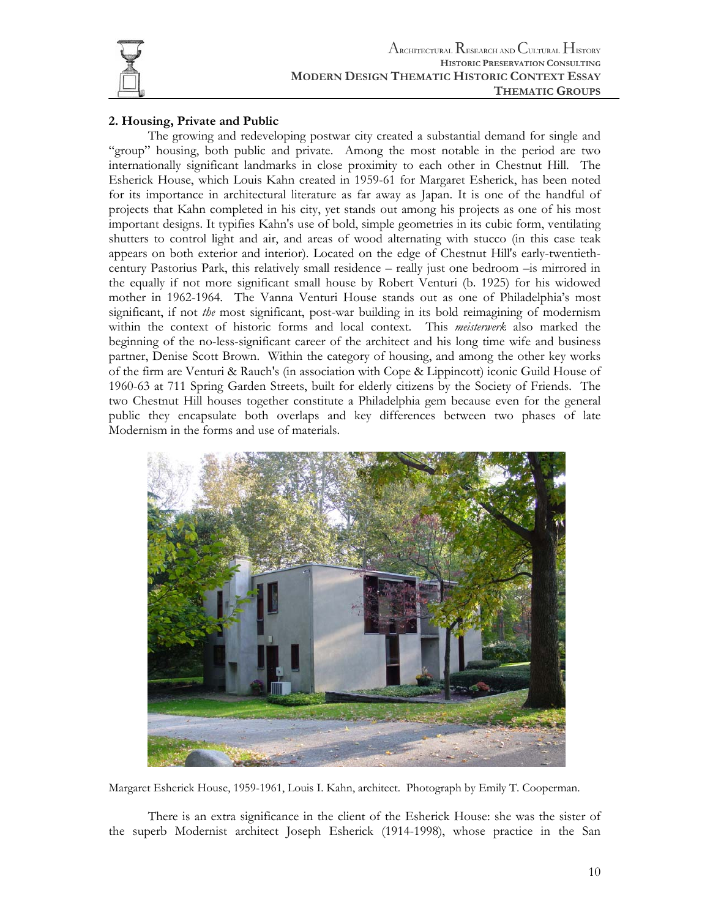## 2. Housing, Private and Public

The growing and redeveloping postwar city created a substantial demand for single and "group" housing, both public and private. Among the most notable in the period are two internationally significant landmarks in close proximity to each other in Chestnut Hill. The Esherick House, which Louis Kahn created in 1959-61 for Margaret Esherick, has been noted for its importance in architectural literature as far away as Japan. It is one of the handful of projects that Kahn completed in his city, yet stands out among his projects as one of his most important designs. It typifies Kahn's use of bold, simple geometries in its cubic form, ventilating shutters to control light and air, and areas of wood alternating with stucco (in this case teak appears on both exterior and interior). Located on the edge of Chestnut Hill's early-twentieth-century Pastorius Park, this relatively small residence – really just one bedroom –is mirrored in the equally if not more significant small house by Robert Venturi (b. 1925) for his widowed mother in 1962-1964. The Vanna Venturi House stands out as one of Philadelphia's most significant, if not *the* most significant, post-war building in its bold reimagining of modernism within the context of historic forms and local context. This *meisterwerk* also marked the beginning of the no-less-significant career of the architect and his long time wife and business partner, Denise Scott Brown. Within the category of housing, and among the other key works of the firm are Venturi & Rauch's (in association with Cope & Lippincott) iconic Guild House of 1960-63 at 711 Spring Garden Streets, built for elderly citizens by the Society of Friends. The two Chestnut Hill houses together constitute a Philadelphia gem because even for the general public they encapsulate both overlaps and key differences between two phases of late Modernism in the forms and use of materials.

Margaret Esherick House, 1959-1961, Louis I. Kahn, architect. Photograph by Emily T. Cooperman.

There is an extra significance in the client of the Esherick House: she was the sister of the superb Modernist architect Joseph Esherick (1914-1998), whose practice in the San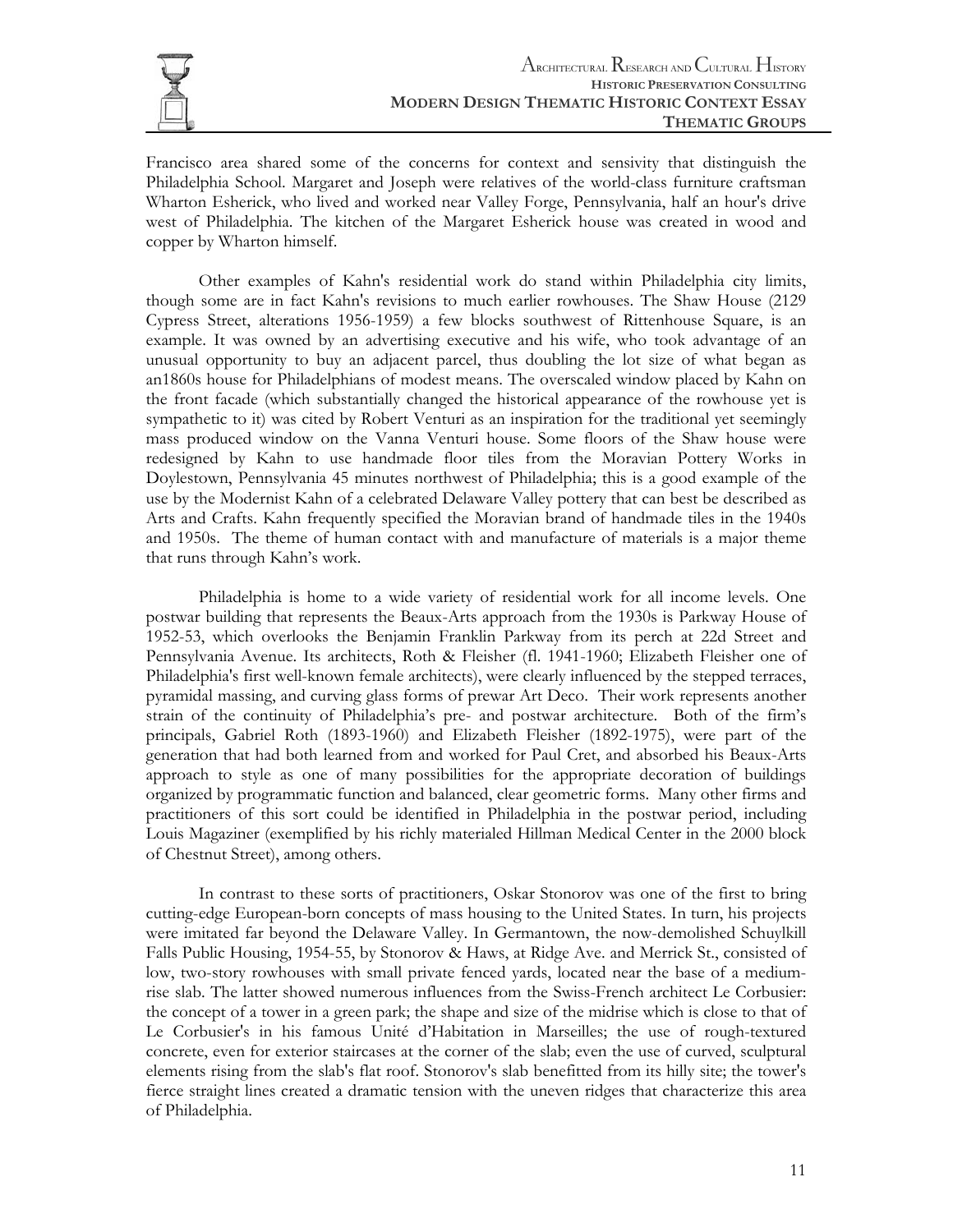Francisco area shared some of the concerns for context and sensivity that distinguish the Philadelphia School. Margaret and Joseph were relatives of the world-class furniture craftsman Wharton Esherick, who lived and worked near Valley Forge, Pennsylvania, half an hour's drive west of Philadelphia. The kitchen of the Margaret Esherick house was created in wood and copper by Wharton himself.

Other examples of Kahn's residential work do stand within Philadelphia city limits, though some are in fact Kahn's revisions to much earlier rowhouses. The Shaw House (2129 Cypress Street, alterations 1956-1959) a few blocks southwest of Rittenhouse Square, is an example. It was owned by an advertising executive and his wife, who took advantage of an unusual opportunity to buy an adjacent parcel, thus doubling the lot size of what began as an1860s house for Philadelphians of modest means. The overscaled window placed by Kahn on the front facade (which substantially changed the historical appearance of the rowhouse yet is sympathetic to it) was cited by Robert Venturi as an inspiration for the traditional yet seemingly mass produced window on the Vanna Venturi house. Some floors of the Shaw house were redesigned by Kahn to use handmade floor tiles from the Moravian Pottery Works in Doylestown, Pennsylvania 45 minutes northwest of Philadelphia; this is a good example of the use by the Modernist Kahn of a celebrated Delaware Valley pottery that can best be described as Arts and Crafts. Kahn frequently specified the Moravian brand of handmade tiles in the 1940s and 1950s. The theme of human contact with and manufacture of materials is a major theme that runs through Kahn's work.

Philadelphia is home to a wide variety of residential work for all income levels. One postwar building that represents the Beaux-Arts approach from the 1930s is Parkway House of 1952-53, which overlooks the Benjamin Franklin Parkway from its perch at 22d Street and Pennsylvania Avenue. Its architects, Roth & Fleisher (fl. 1941-1960; Elizabeth Fleisher one of Philadelphia's first well-known female architects), were clearly influenced by the stepped terraces, pyramidal massing, and curving glass forms of prewar Art Deco. Their work represents another strain of the continuity of Philadelphia's pre- and postwar architecture. Both of the firm's principals, Gabriel Roth (1893-1960) and Elizabeth Fleisher (1892-1975), were part of the generation that had both learned from and worked for Paul Cret, and absorbed his Beaux-Arts approach to style as one of many possibilities for the appropriate decoration of buildings organized by programmatic function and balanced, clear geometric forms. Many other firms and practitioners of this sort could be identified in Philadelphia in the postwar period, including Louis Magaziner (exemplified by his richly materialed Hillman Medical Center in the 2000 block of Chestnut Street), among others.

In contrast to these sorts of practitioners, Oskar Stonorov was one of the first to bring cutting-edge European-born concepts of mass housing to the United States. In turn, his projects were imitated far beyond the Delaware Valley. In Germantown, the now-demolished Schuylkill Falls Public Housing, 1954-55, by Stonorov & Haws, at Ridge Ave. and Merrick St., consisted of low, two-story rowhouses with small private fenced yards, located near the base of a medium-rise slab. The latter showed numerous influences from the Swiss-French architect Le Corbusier: the concept of a tower in a green park; the shape and size of the midrise which is close to that of Le Corbusier's in his famous Unité d'Habitation in Marseilles; the use of rough-textured concrete, even for exterior staircases at the corner of the slab; even the use of curved, sculptural elements rising from the slab's flat roof. Stonorov's slab benefitted from its hilly site; the tower's fierce straight lines created a dramatic tension with the uneven ridges that characterize this area of Philadelphia.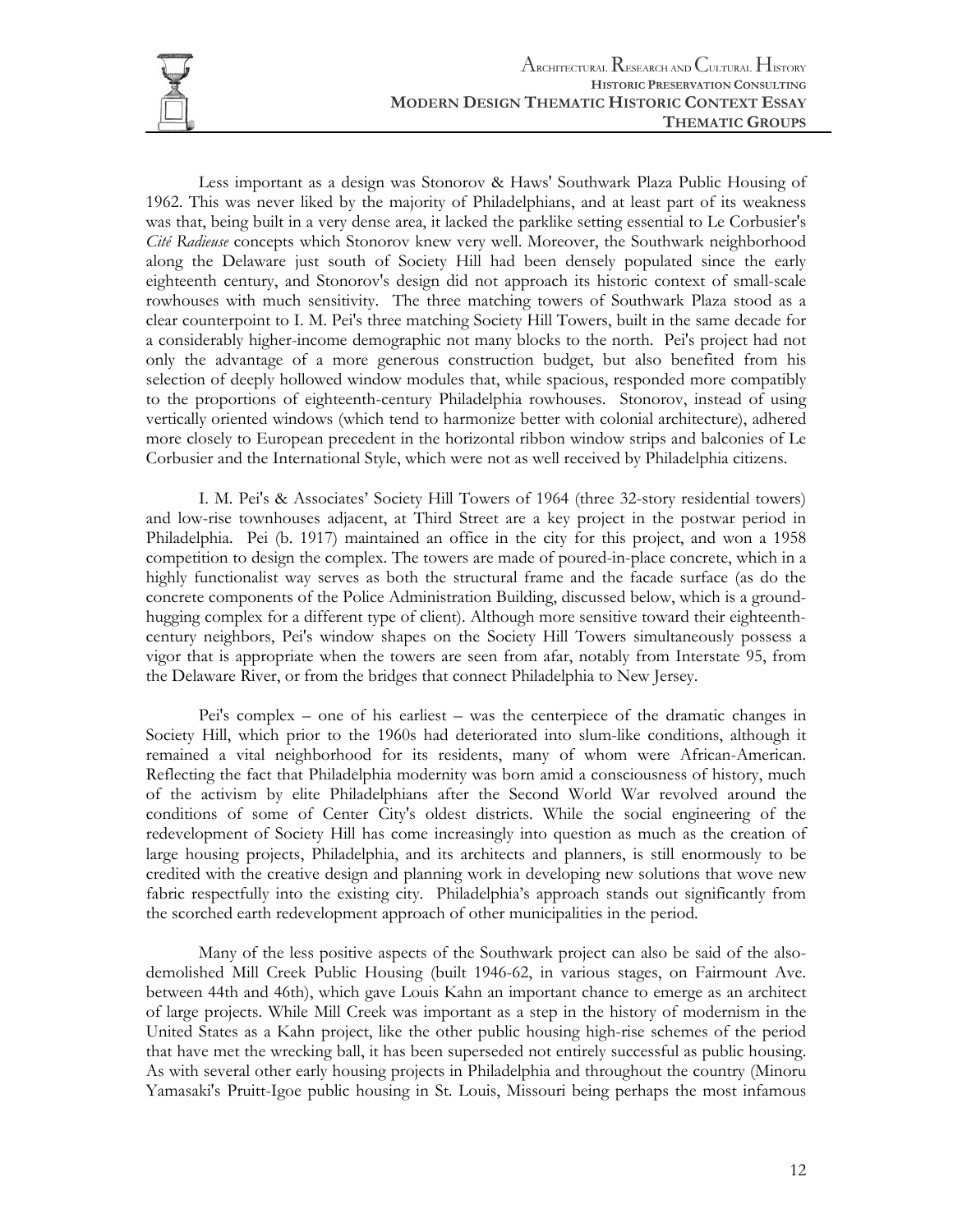Less important as a design was Stonorov & Haws' Southwark Plaza Public Housing of 1962. This was never liked by the majority of Philadelphians, and at least part of its weakness was that, being built in a very dense area, it lacked the parklike setting essential to Le Corbusier's *Cité Radieuse* concepts which Stonorov knew very well. Moreover, the Southwark neighborhood along the Delaware just south of Society Hill had been densely populated since the early eighteenth century, and Stonorov's design did not approach its historic context of small-scale rowhouses with much sensitivity. The three matching towers of Southwark Plaza stood as a clear counterpoint to I. M. Pei's three matching Society Hill Towers, built in the same decade for a considerably higher-income demographic not many blocks to the north. Pei's project had not only the advantage of a more generous construction budget, but also benefited from his selection of deeply hollowed window modules that, while spacious, responded more compatibly to the proportions of eighteenth-century Philadelphia rowhouses. Stonorov, instead of using vertically oriented windows (which tend to harmonize better with colonial architecture), adhered more closely to European precedent in the horizontal ribbon window strips and balconies of Le Corbusier and the International Style, which were not as well received by Philadelphia citizens.

I. M. Pei's & Associates' Society Hill Towers of 1964 (three 32-story residential towers) and low-rise townhouses adjacent, at Third Street are a key project in the postwar period in Philadelphia. Pei (b. 1917) maintained an office in the city for this project, and won a 1958 competition to design the complex. The towers are made of poured-in-place concrete, which in a highly functionalist way serves as both the structural frame and the facade surface (as do the concrete components of the Police Administration Building, discussed below, which is a ground-hugging complex for a different type of client). Although more sensitive toward their eighteenth-century neighbors, Pei's window shapes on the Society Hill Towers simultaneously possess a vigor that is appropriate when the towers are seen from afar, notably from Interstate 95, from the Delaware River, or from the bridges that connect Philadelphia to New Jersey.

Pei's complex – one of his earliest – was the centerpiece of the dramatic changes in Society Hill, which prior to the 1960s had deteriorated into slum-like conditions, although it remained a vital neighborhood for its residents, many of whom were African-American. Reflecting the fact that Philadelphia modernity was born amid a consciousness of history, much of the activism by elite Philadelphians after the Second World War revolved around the conditions of some of Center City's oldest districts. While the social engineering of the redevelopment of Society Hill has come increasingly into question as much as the creation of large housing projects, Philadelphia, and its architects and planners, is still enormously to be credited with the creative design and planning work in developing new solutions that wove new fabric respectfully into the existing city. Philadelphia's approach stands out significantly from the scorched earth redevelopment approach of other municipalities in the period.

Many of the less positive aspects of the Southwark project can also be said of the also-demolished Mill Creek Public Housing (built 1946-62, in various stages, on Fairmount Ave. between 44th and 46th), which gave Louis Kahn an important chance to emerge as an architect of large projects. While Mill Creek was important as a step in the history of modernism in the United States as a Kahn project, like the other public housing high-rise schemes of the period that have met the wrecking ball, it has been superseded not entirely successful as public housing. As with several other early housing projects in Philadelphia and throughout the country (Minoru Yamasaki's Pruitt-Igoe public housing in St. Louis, Missouri being perhaps the most infamous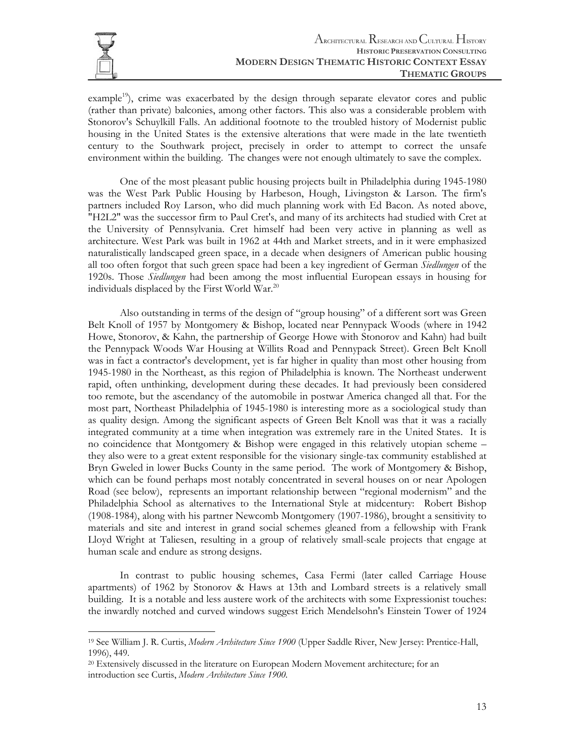example[19]), crime was exacerbated by the design through separate elevator cores and public (rather than private) balconies, among other factors. This also was a considerable problem with Stonorov's Schuylkill Falls. An additional footnote to the troubled history of Modernist public housing in the United States is the extensive alterations that were made in the late twentieth century to the Southwark project, precisely in order to attempt to correct the unsafe environment within the building. The changes were not enough ultimately to save the complex.

One of the most pleasant public housing projects built in Philadelphia during 1945-1980 was the West Park Public Housing by Harbeson, Hough, Livingston & Larson. The firm's partners included Roy Larson, who did much planning work with Ed Bacon. As noted above, "H2L2" was the successor firm to Paul Cret's, and many of its architects had studied with Cret at the University of Pennsylvania. Cret himself had been very active in planning as well as architecture. West Park was built in 1962 at 44th and Market streets, and in it were emphasized naturalistically landscaped green space, in a decade when designers of American public housing all too often forgot that such green space had been a key ingredient of German *Siedlungen* of the 1920s. Those *Siedlungen* had been among the most influential European essays in housing for individuals displaced by the First World War.[20]

Also outstanding in terms of the design of "group housing" of a different sort was Green Belt Knoll of 1957 by Montgomery & Bishop, located near Pennypack Woods (where in 1942 Howe, Stonorov, & Kahn, the partnership of George Howe with Stonorov and Kahn) had built the Pennypack Woods War Housing at Willits Road and Pennypack Street). Green Belt Knoll was in fact a contractor's development, yet is far higher in quality than most other housing from 1945-1980 in the Northeast, as this region of Philadelphia is known. The Northeast underwent rapid, often unthinking, development during these decades. It had previously been considered too remote, but the ascendancy of the automobile in postwar America changed all that. For the most part, Northeast Philadelphia of 1945-1980 is interesting more as a sociological study than as quality design. Among the significant aspects of Green Belt Knoll was that it was a racially integrated community at a time when integration was extremely rare in the United States. It is no coincidence that Montgomery & Bishop were engaged in this relatively utopian scheme – they also were to a great extent responsible for the visionary single-tax community established at Bryn Gweled in lower Bucks County in the same period. The work of Montgomery & Bishop, which can be found perhaps most notably concentrated in several houses on or near Apologen Road (see below), represents an important relationship between "regional modernism" and the Philadelphia School as alternatives to the International Style at midcentury: Robert Bishop (1908-1984), along with his partner Newcomb Montgomery (1907-1986), brought a sensitivity to materials and site and interest in grand social schemes gleaned from a fellowship with Frank Lloyd Wright at Taliesen, resulting in a group of relatively small-scale projects that engage at human scale and endure as strong designs.

In contrast to public housing schemes, Casa Fermi (later called Carriage House apartments) of 1962 by Stonorov & Haws at 13th and Lombard streets is a relatively small building. It is a notable and less austere work of the architects with some Expressionist touches: the inwardly notched and curved windows suggest Erich Mendelsohn's Einstein Tower of 1924

---

[19] See William J. R. Curtis, *Modern Architecture Since 1900* (Upper Saddle River, New Jersey: Prentice-Hall, 1996), 449.

[20] Extensively discussed in the literature on European Modern Movement architecture; for an introduction see Curtis, *Modern Architecture Since 1900*.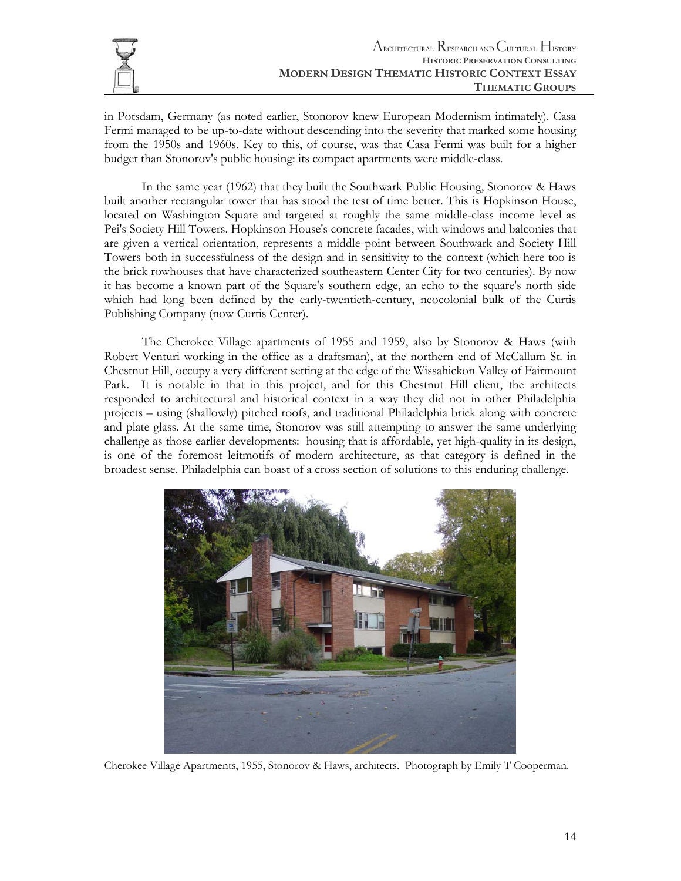in Potsdam, Germany (as noted earlier, Stonorov knew European Modernism intimately). Casa Fermi managed to be up-to-date without descending into the severity that marked some housing from the 1950s and 1960s. Key to this, of course, was that Casa Fermi was built for a higher budget than Stonorov's public housing: its compact apartments were middle-class.

In the same year (1962) that they built the Southwark Public Housing, Stonorov & Haws built another rectangular tower that has stood the test of time better. This is Hopkinson House, located on Washington Square and targeted at roughly the same middle-class income level as Pei's Society Hill Towers. Hopkinson House's concrete facades, with windows and balconies that are given a vertical orientation, represents a middle point between Southwark and Society Hill Towers both in successfulness of the design and in sensitivity to the context (which here too is the brick rowhouses that have characterized southeastern Center City for two centuries). By now it has become a known part of the Square's southern edge, an echo to the square's north side which had long been defined by the early-twentieth-century, neocolonial bulk of the Curtis Publishing Company (now Curtis Center).

The Cherokee Village apartments of 1955 and 1959, also by Stonorov & Haws (with Robert Venturi working in the office as a draftsman), at the northern end of McCallum St. in Chestnut Hill, occupy a very different setting at the edge of the Wissahickon Valley of Fairmount Park. It is notable in that in this project, and for this Chestnut Hill client, the architects responded to architectural and historical context in a way they did not in other Philadelphia projects – using (shallowly) pitched roofs, and traditional Philadelphia brick along with concrete and plate glass. At the same time, Stonorov was still attempting to answer the same underlying challenge as those earlier developments: housing that is affordable, yet high-quality in its design, is one of the foremost leitmotifs of modern architecture, as that category is defined in the broadest sense. Philadelphia can boast of a cross section of solutions to this enduring challenge.

Cherokee Village Apartments, 1955, Stonorov & Haws, architects. Photograph by Emily T Cooperman.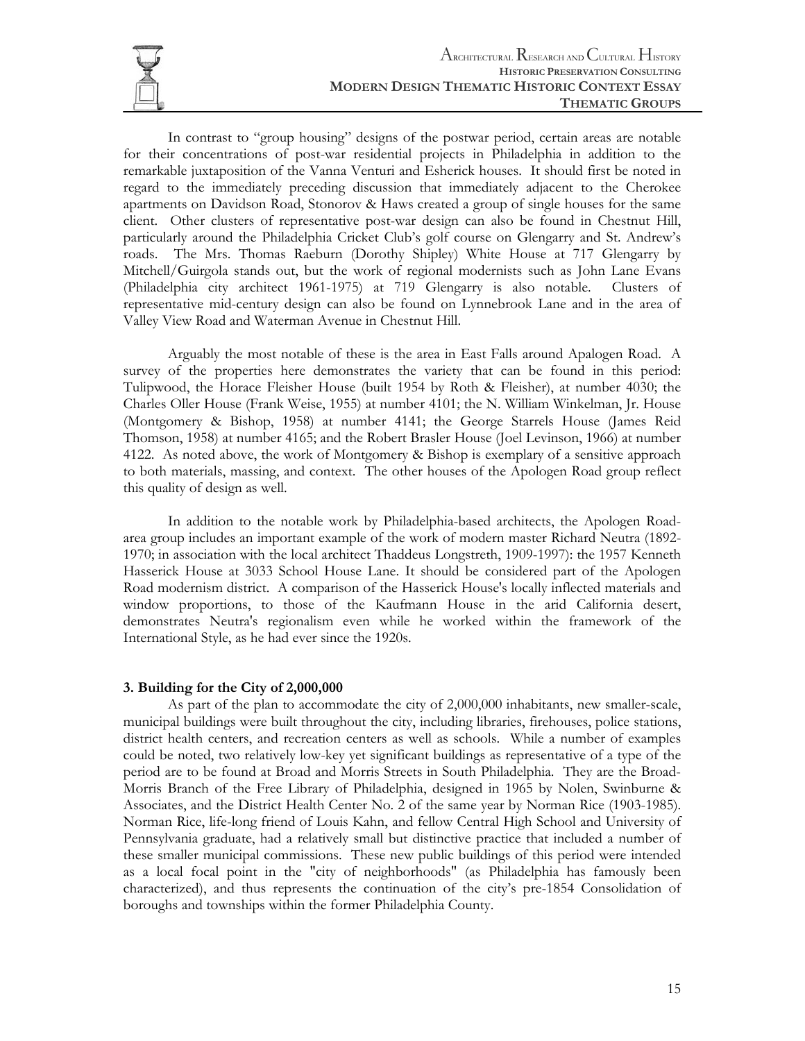In contrast to "group housing" designs of the postwar period, certain areas are notable for their concentrations of post-war residential projects in Philadelphia in addition to the remarkable juxtaposition of the Vanna Venturi and Esherick houses. It should first be noted in regard to the immediately preceding discussion that immediately adjacent to the Cherokee apartments on Davidson Road, Stonorov & Haws created a group of single houses for the same client. Other clusters of representative post-war design can also be found in Chestnut Hill, particularly around the Philadelphia Cricket Club's golf course on Glengarry and St. Andrew's roads. The Mrs. Thomas Raeburn (Dorothy Shipley) White House at 717 Glengarry by Mitchell/Guirgola stands out, but the work of regional modernists such as John Lane Evans (Philadelphia city architect 1961-1975) at 719 Glengarry is also notable. Clusters of representative mid-century design can also be found on Lynnebrook Lane and in the area of Valley View Road and Waterman Avenue in Chestnut Hill.

Arguably the most notable of these is the area in East Falls around Apalogen Road. A survey of the properties here demonstrates the variety that can be found in this period: Tulipwood, the Horace Fleisher House (built 1954 by Roth & Fleisher), at number 4030; the Charles Oller House (Frank Weise, 1955) at number 4101; the N. William Winkelman, Jr. House (Montgomery & Bishop, 1958) at number 4141; the George Starrels House (James Reid Thomson, 1958) at number 4165; and the Robert Brasler House (Joel Levinson, 1966) at number 4122. As noted above, the work of Montgomery & Bishop is exemplary of a sensitive approach to both materials, massing, and context. The other houses of the Apologen Road group reflect this quality of design as well.

In addition to the notable work by Philadelphia-based architects, the Apologen Road-area group includes an important example of the work of modern master Richard Neutra (1892-1970; in association with the local architect Thaddeus Longstreth, 1909-1997): the 1957 Kenneth Hasserick House at 3033 School House Lane. It should be considered part of the Apologen Road modernism district. A comparison of the Hasserick House's locally inflected materials and window proportions, to those of the Kaufmann House in the arid California desert, demonstrates Neutra's regionalism even while he worked within the framework of the International Style, as he had ever since the 1920s.

### 3. Building for the City of 2,000,000

As part of the plan to accommodate the city of 2,000,000 inhabitants, new smaller-scale, municipal buildings were built throughout the city, including libraries, firehouses, police stations, district health centers, and recreation centers as well as schools. While a number of examples could be noted, two relatively low-key yet significant buildings as representative of a type of the period are to be found at Broad and Morris Streets in South Philadelphia. They are the Broad-Morris Branch of the Free Library of Philadelphia, designed in 1965 by Nolen, Swinburne & Associates, and the District Health Center No. 2 of the same year by Norman Rice (1903-1985). Norman Rice, life-long friend of Louis Kahn, and fellow Central High School and University of Pennsylvania graduate, had a relatively small but distinctive practice that included a number of these smaller municipal commissions. These new public buildings of this period were intended as a local focal point in the "city of neighborhoods" (as Philadelphia has famously been characterized), and thus represents the continuation of the city's pre-1854 Consolidation of boroughs and townships within the former Philadelphia County.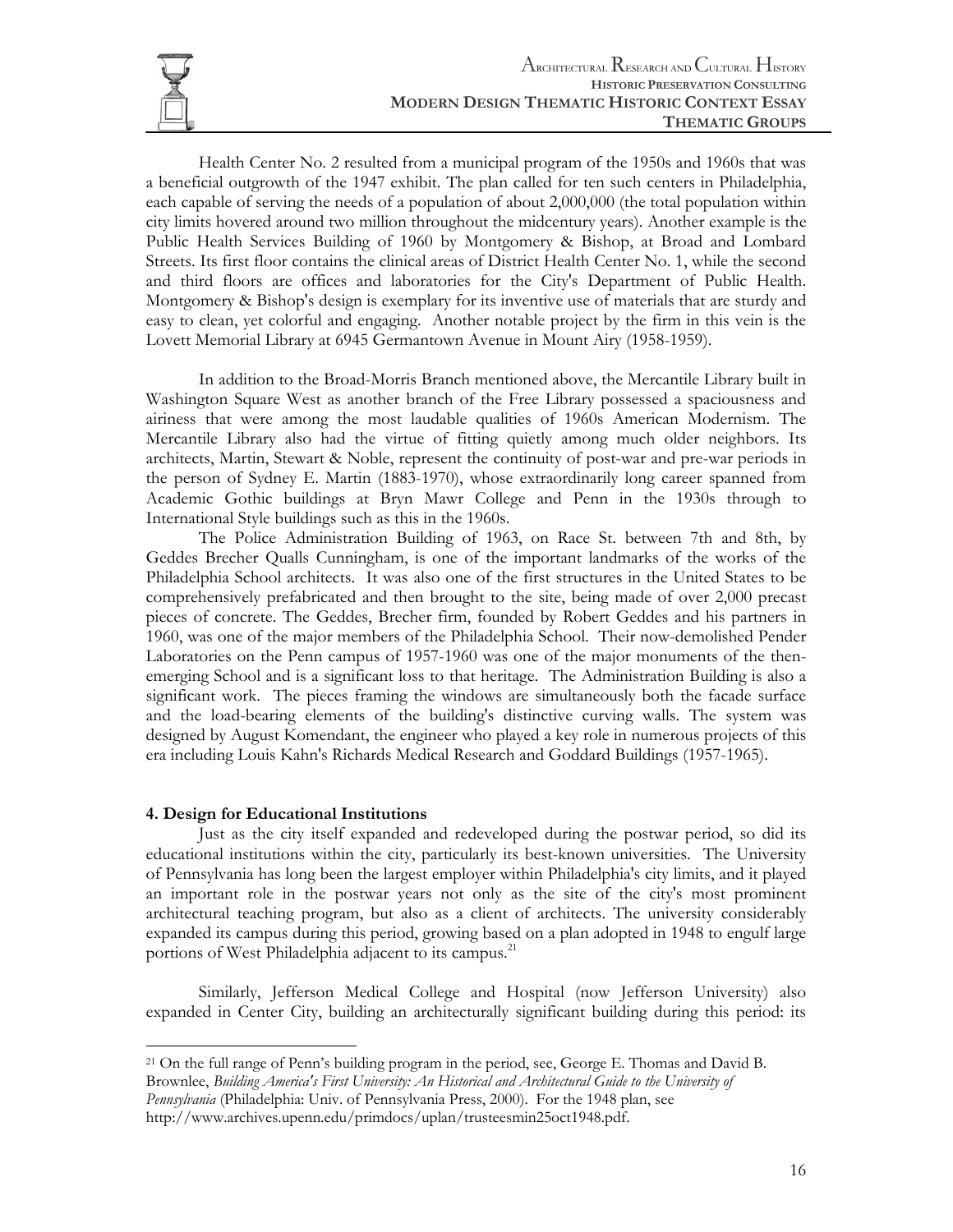Health Center No. 2 resulted from a municipal program of the 1950s and 1960s that was a beneficial outgrowth of the 1947 exhibit. The plan called for ten such centers in Philadelphia, each capable of serving the needs of a population of about 2,000,000 (the total population within city limits hovered around two million throughout the midcentury years). Another example is the Public Health Services Building of 1960 by Montgomery & Bishop, at Broad and Lombard Streets. Its first floor contains the clinical areas of District Health Center No. 1, while the second and third floors are offices and laboratories for the City's Department of Public Health. Montgomery & Bishop's design is exemplary for its inventive use of materials that are sturdy and easy to clean, yet colorful and engaging. Another notable project by the firm in this vein is the Lovett Memorial Library at 6945 Germantown Avenue in Mount Airy (1958-1959).

In addition to the Broad-Morris Branch mentioned above, the Mercantile Library built in Washington Square West as another branch of the Free Library possessed a spaciousness and airiness that were among the most laudable qualities of 1960s American Modernism. The Mercantile Library also had the virtue of fitting quietly among much older neighbors. Its architects, Martin, Stewart & Noble, represent the continuity of post-war and pre-war periods in the person of Sydney E. Martin (1883-1970), whose extraordinarily long career spanned from Academic Gothic buildings at Bryn Mawr College and Penn in the 1930s through to International Style buildings such as this in the 1960s.

The Police Administration Building of 1963, on Race St. between 7th and 8th, by Geddes Brecher Qualls Cunningham, is one of the important landmarks of the works of the Philadelphia School architects. It was also one of the first structures in the United States to be comprehensively prefabricated and then brought to the site, being made of over 2,000 precast pieces of concrete. The Geddes, Brecher firm, founded by Robert Geddes and his partners in 1960, was one of the major members of the Philadelphia School. Their now-demolished Pender Laboratories on the Penn campus of 1957-1960 was one of the major monuments of the then-emerging School and is a significant loss to that heritage. The Administration Building is also a significant work. The pieces framing the windows are simultaneously both the facade surface and the load-bearing elements of the building's distinctive curving walls. The system was designed by August Komendant, the engineer who played a key role in numerous projects of this era including Louis Kahn's Richards Medical Research and Goddard Buildings (1957-1965).

### 4. Design for Educational Institutions

Just as the city itself expanded and redeveloped during the postwar period, so did its educational institutions within the city, particularly its best-known universities. The University of Pennsylvania has long been the largest employer within Philadelphia's city limits, and it played an important role in the postwar years not only as the site of the city's most prominent architectural teaching program, but also as a client of architects. The university considerably expanded its campus during this period, growing based on a plan adopted in 1948 to engulf large portions of West Philadelphia adjacent to its campus.[21]

Similarly, Jefferson Medical College and Hospital (now Jefferson University) also expanded in Center City, building an architecturally significant building during this period: its

---

[21] On the full range of Penn's building program in the period, see, George E. Thomas and David B. Brownlee, *Building America's First University: An Historical and Architectural Guide to the University of Pennsylvania* (Philadelphia: Univ. of Pennsylvania Press, 2000). For the 1948 plan, see http://www.archives.upenn.edu/primdocs/uplan/trusteesmin25oct1948.pdf.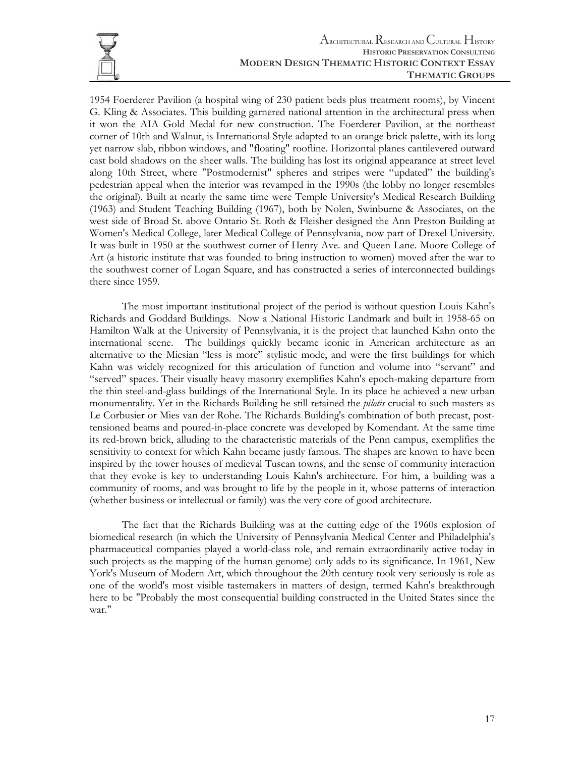1954 Foerderer Pavilion (a hospital wing of 230 patient beds plus treatment rooms), by Vincent G. Kling & Associates. This building garnered national attention in the architectural press when it won the AIA Gold Medal for new construction. The Foerderer Pavilion, at the northeast corner of 10th and Walnut, is International Style adapted to an orange brick palette, with its long yet narrow slab, ribbon windows, and "floating" roofline. Horizontal planes cantilevered outward cast bold shadows on the sheer walls. The building has lost its original appearance at street level along 10th Street, where "Postmodernist" spheres and stripes were "updated" the building's pedestrian appeal when the interior was revamped in the 1990s (the lobby no longer resembles the original). Built at nearly the same time were Temple University's Medical Research Building (1963) and Student Teaching Building (1967), both by Nolen, Swinburne & Associates, on the west side of Broad St. above Ontario St. Roth & Fleisher designed the Ann Preston Building at Women's Medical College, later Medical College of Pennsylvania, now part of Drexel University. It was built in 1950 at the southwest corner of Henry Ave. and Queen Lane. Moore College of Art (a historic institute that was founded to bring instruction to women) moved after the war to the southwest corner of Logan Square, and has constructed a series of interconnected buildings there since 1959.

The most important institutional project of the period is without question Louis Kahn's Richards and Goddard Buildings. Now a National Historic Landmark and built in 1958-65 on Hamilton Walk at the University of Pennsylvania, it is the project that launched Kahn onto the international scene. The buildings quickly became iconic in American architecture as an alternative to the Miesian "less is more" stylistic mode, and were the first buildings for which Kahn was widely recognized for this articulation of function and volume into "servant" and "served" spaces. Their visually heavy masonry exemplifies Kahn's epoch-making departure from the thin steel-and-glass buildings of the International Style. In its place he achieved a new urban monumentality. Yet in the Richards Building he still retained the *pilotis* crucial to such masters as Le Corbusier or Mies van der Rohe. The Richards Building's combination of both precast, post-tensioned beams and poured-in-place concrete was developed by Komendant. At the same time its red-brown brick, alluding to the characteristic materials of the Penn campus, exemplifies the sensitivity to context for which Kahn became justly famous. The shapes are known to have been inspired by the tower houses of medieval Tuscan towns, and the sense of community interaction that they evoke is key to understanding Louis Kahn's architecture. For him, a building was a community of rooms, and was brought to life by the people in it, whose patterns of interaction (whether business or intellectual or family) was the very core of good architecture.

The fact that the Richards Building was at the cutting edge of the 1960s explosion of biomedical research (in which the University of Pennsylvania Medical Center and Philadelphia's pharmaceutical companies played a world-class role, and remain extraordinarily active today in such projects as the mapping of the human genome) only adds to its significance. In 1961, New York's Museum of Modern Art, which throughout the 20th century took very seriously is role as one of the world's most visible tastemakers in matters of design, termed Kahn's breakthrough here to be "Probably the most consequential building constructed in the United States since the war."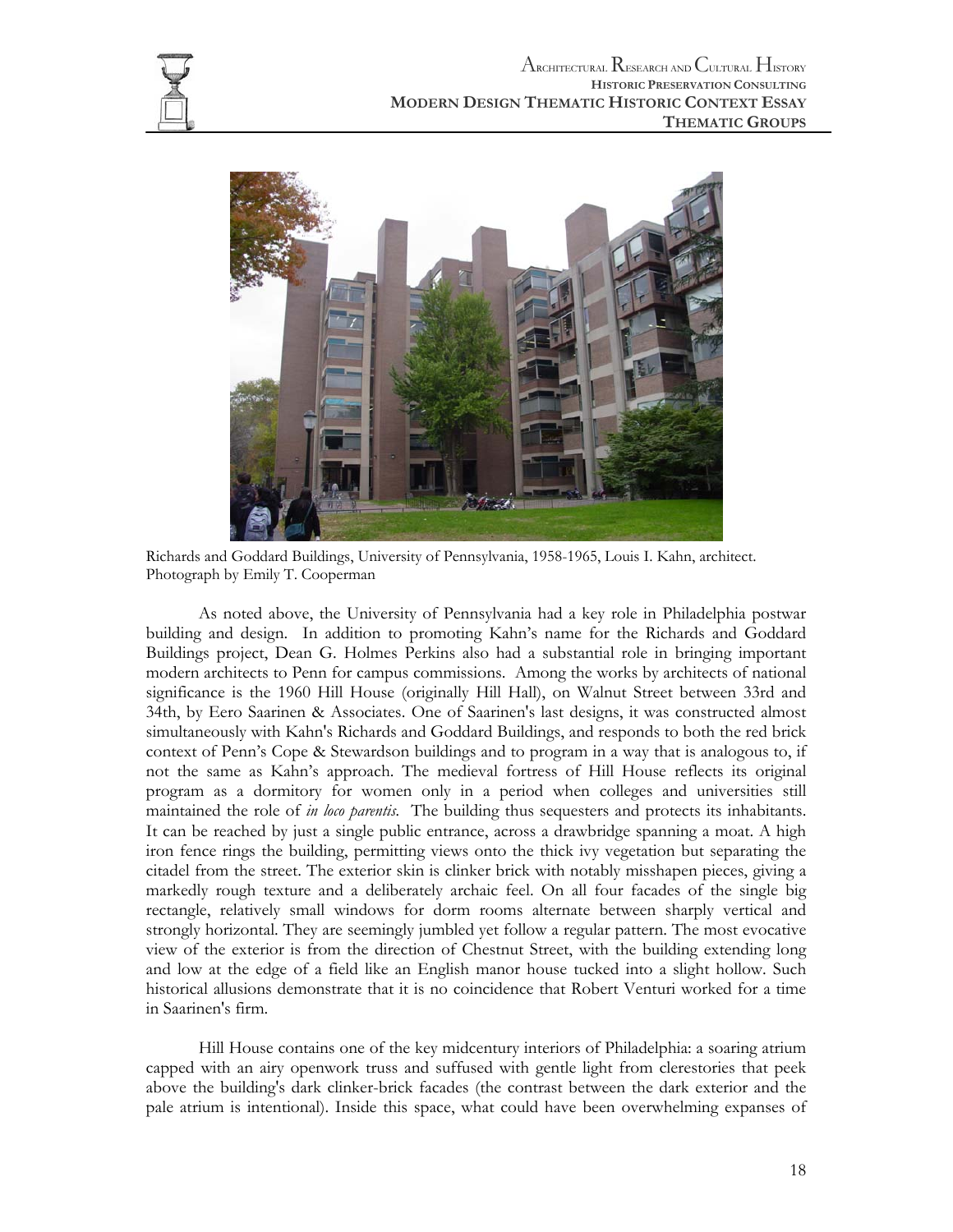Richards and Goddard Buildings, University of Pennsylvania, 1958-1965, Louis I. Kahn, architect. Photograph by Emily T. Cooperman

As noted above, the University of Pennsylvania had a key role in Philadelphia postwar building and design. In addition to promoting Kahn's name for the Richards and Goddard Buildings project, Dean G. Holmes Perkins also had a substantial role in bringing important modern architects to Penn for campus commissions. Among the works by architects of national significance is the 1960 Hill House (originally Hill Hall), on Walnut Street between 33rd and 34th, by Eero Saarinen & Associates. One of Saarinen's last designs, it was constructed almost simultaneously with Kahn's Richards and Goddard Buildings, and responds to both the red brick context of Penn's Cope & Stewardson buildings and to program in a way that is analogous to, if not the same as Kahn's approach. The medieval fortress of Hill House reflects its original program as a dormitory for women only in a period when colleges and universities still maintained the role of *in loco parentis*. The building thus sequesters and protects its inhabitants. It can be reached by just a single public entrance, across a drawbridge spanning a moat. A high iron fence rings the building, permitting views onto the thick ivy vegetation but separating the citadel from the street. The exterior skin is clinker brick with notably misshapen pieces, giving a markedly rough texture and a deliberately archaic feel. On all four facades of the single big rectangle, relatively small windows for dorm rooms alternate between sharply vertical and strongly horizontal. They are seemingly jumbled yet follow a regular pattern. The most evocative view of the exterior is from the direction of Chestnut Street, with the building extending long and low at the edge of a field like an English manor house tucked into a slight hollow. Such historical allusions demonstrate that it is no coincidence that Robert Venturi worked for a time in Saarinen's firm.

Hill House contains one of the key midcentury interiors of Philadelphia: a soaring atrium capped with an airy openwork truss and suffused with gentle light from clerestories that peek above the building's dark clinker-brick facades (the contrast between the dark exterior and the pale atrium is intentional). Inside this space, what could have been overwhelming expanses of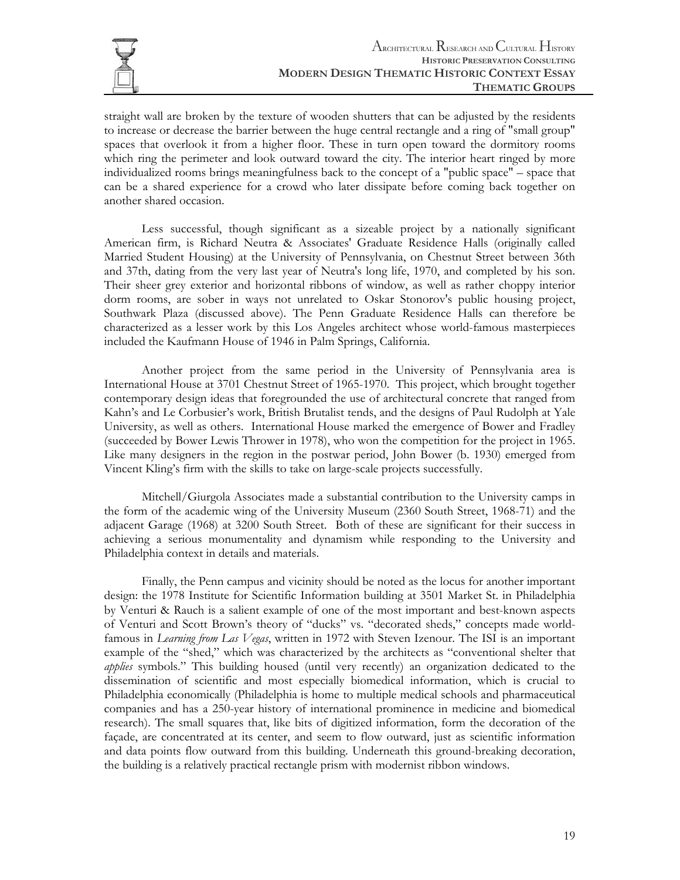straight wall are broken by the texture of wooden shutters that can be adjusted by the residents to increase or decrease the barrier between the huge central rectangle and a ring of "small group" spaces that overlook it from a higher floor. These in turn open toward the dormitory rooms which ring the perimeter and look outward toward the city. The interior heart ringed by more individualized rooms brings meaningfulness back to the concept of a "public space" – space that can be a shared experience for a crowd who later dissipate before coming back together on another shared occasion.

Less successful, though significant as a sizeable project by a nationally significant American firm, is Richard Neutra & Associates' Graduate Residence Halls (originally called Married Student Housing) at the University of Pennsylvania, on Chestnut Street between 36th and 37th, dating from the very last year of Neutra's long life, 1970, and completed by his son. Their sheer grey exterior and horizontal ribbons of window, as well as rather choppy interior dorm rooms, are sober in ways not unrelated to Oskar Stonorov's public housing project, Southwark Plaza (discussed above). The Penn Graduate Residence Halls can therefore be characterized as a lesser work by this Los Angeles architect whose world-famous masterpieces included the Kaufmann House of 1946 in Palm Springs, California.

Another project from the same period in the University of Pennsylvania area is International House at 3701 Chestnut Street of 1965-1970. This project, which brought together contemporary design ideas that foregrounded the use of architectural concrete that ranged from Kahn's and Le Corbusier's work, British Brutalist tends, and the designs of Paul Rudolph at Yale University, as well as others. International House marked the emergence of Bower and Fradley (succeeded by Bower Lewis Thrower in 1978), who won the competition for the project in 1965. Like many designers in the region in the postwar period, John Bower (b. 1930) emerged from Vincent Kling's firm with the skills to take on large-scale projects successfully.

Mitchell/Giurgola Associates made a substantial contribution to the University camps in the form of the academic wing of the University Museum (2360 South Street, 1968-71) and the adjacent Garage (1968) at 3200 South Street. Both of these are significant for their success in achieving a serious monumentality and dynamism while responding to the University and Philadelphia context in details and materials.

Finally, the Penn campus and vicinity should be noted as the locus for another important design: the 1978 Institute for Scientific Information building at 3501 Market St. in Philadelphia by Venturi & Rauch is a salient example of one of the most important and best-known aspects of Venturi and Scott Brown's theory of "ducks" vs. "decorated sheds," concepts made world-famous in *Learning from Las Vegas*, written in 1972 with Steven Izenour. The ISI is an important example of the "shed," which was characterized by the architects as "conventional shelter that *applies* symbols." This building housed (until very recently) an organization dedicated to the dissemination of scientific and most especially biomedical information, which is crucial to Philadelphia economically (Philadelphia is home to multiple medical schools and pharmaceutical companies and has a 250-year history of international prominence in medicine and biomedical research). The small squares that, like bits of digitized information, form the decoration of the façade, are concentrated at its center, and seem to flow outward, just as scientific information and data points flow outward from this building. Underneath this ground-breaking decoration, the building is a relatively practical rectangle prism with modernist ribbon windows.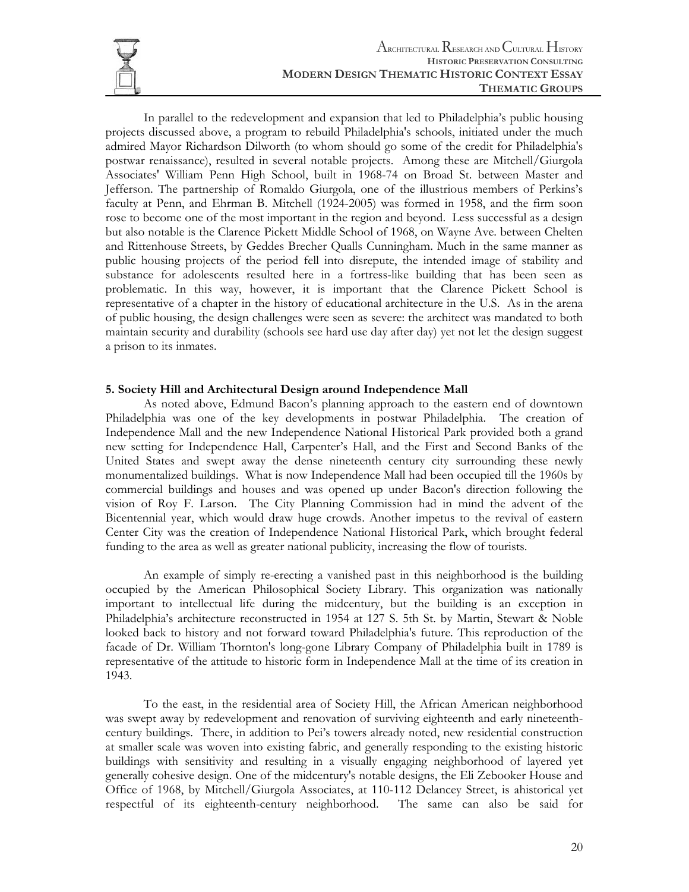In parallel to the redevelopment and expansion that led to Philadelphia's public housing projects discussed above, a program to rebuild Philadelphia's schools, initiated under the much admired Mayor Richardson Dilworth (to whom should go some of the credit for Philadelphia's postwar renaissance), resulted in several notable projects. Among these are Mitchell/Giurgola Associates' William Penn High School, built in 1968-74 on Broad St. between Master and Jefferson. The partnership of Romaldo Giurgola, one of the illustrious members of Perkins's faculty at Penn, and Ehrman B. Mitchell (1924-2005) was formed in 1958, and the firm soon rose to become one of the most important in the region and beyond. Less successful as a design but also notable is the Clarence Pickett Middle School of 1968, on Wayne Ave. between Chelten and Rittenhouse Streets, by Geddes Brecher Qualls Cunningham. Much in the same manner as public housing projects of the period fell into disrepute, the intended image of stability and substance for adolescents resulted here in a fortress-like building that has been seen as problematic. In this way, however, it is important that the Clarence Pickett School is representative of a chapter in the history of educational architecture in the U.S. As in the arena of public housing, the design challenges were seen as severe: the architect was mandated to both maintain security and durability (schools see hard use day after day) yet not let the design suggest a prison to its inmates.

### 5. Society Hill and Architectural Design around Independence Mall

As noted above, Edmund Bacon's planning approach to the eastern end of downtown Philadelphia was one of the key developments in postwar Philadelphia. The creation of Independence Mall and the new Independence National Historical Park provided both a grand new setting for Independence Hall, Carpenter's Hall, and the First and Second Banks of the United States and swept away the dense nineteenth century city surrounding these newly monumentalized buildings. What is now Independence Mall had been occupied till the 1960s by commercial buildings and houses and was opened up under Bacon's direction following the vision of Roy F. Larson. The City Planning Commission had in mind the advent of the Bicentennial year, which would draw huge crowds. Another impetus to the revival of eastern Center City was the creation of Independence National Historical Park, which brought federal funding to the area as well as greater national publicity, increasing the flow of tourists.

An example of simply re-erecting a vanished past in this neighborhood is the building occupied by the American Philosophical Society Library. This organization was nationally important to intellectual life during the midcentury, but the building is an exception in Philadelphia's architecture reconstructed in 1954 at 127 S. 5th St. by Martin, Stewart & Noble looked back to history and not forward toward Philadelphia's future. This reproduction of the facade of Dr. William Thornton's long-gone Library Company of Philadelphia built in 1789 is representative of the attitude to historic form in Independence Mall at the time of its creation in 1943.

To the east, in the residential area of Society Hill, the African American neighborhood was swept away by redevelopment and renovation of surviving eighteenth and early nineteenth-century buildings. There, in addition to Pei's towers already noted, new residential construction at smaller scale was woven into existing fabric, and generally responding to the existing historic buildings with sensitivity and resulting in a visually engaging neighborhood of layered yet generally cohesive design. One of the midcentury's notable designs, the Eli Zebooker House and Office of 1968, by Mitchell/Giurgola Associates, at 110-112 Delancey Street, is ahistorical yet respectful of its eighteenth-century neighborhood. The same can also be said for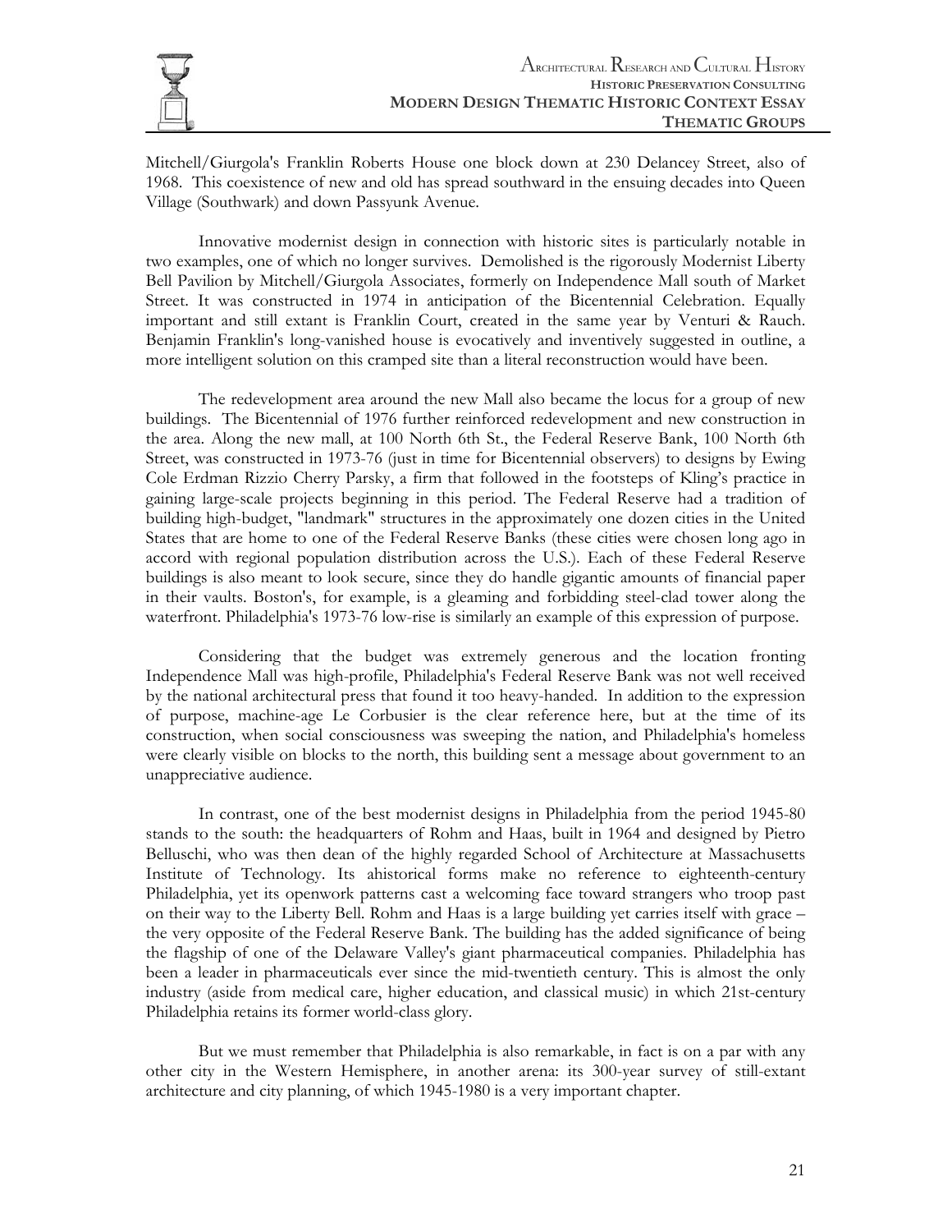Mitchell/Giurgola's Franklin Roberts House one block down at 230 Delancey Street, also of 1968. This coexistence of new and old has spread southward in the ensuing decades into Queen Village (Southwark) and down Passyunk Avenue.

Innovative modernist design in connection with historic sites is particularly notable in two examples, one of which no longer survives. Demolished is the rigorously Modernist Liberty Bell Pavilion by Mitchell/Giurgola Associates, formerly on Independence Mall south of Market Street. It was constructed in 1974 in anticipation of the Bicentennial Celebration. Equally important and still extant is Franklin Court, created in the same year by Venturi & Rauch. Benjamin Franklin's long-vanished house is evocatively and inventively suggested in outline, a more intelligent solution on this cramped site than a literal reconstruction would have been.

The redevelopment area around the new Mall also became the locus for a group of new buildings. The Bicentennial of 1976 further reinforced redevelopment and new construction in the area. Along the new mall, at 100 North 6th St., the Federal Reserve Bank, 100 North 6th Street, was constructed in 1973-76 (just in time for Bicentennial observers) to designs by Ewing Cole Erdman Rizzio Cherry Parsky, a firm that followed in the footsteps of Kling's practice in gaining large-scale projects beginning in this period. The Federal Reserve had a tradition of building high-budget, "landmark" structures in the approximately one dozen cities in the United States that are home to one of the Federal Reserve Banks (these cities were chosen long ago in accord with regional population distribution across the U.S.). Each of these Federal Reserve buildings is also meant to look secure, since they do handle gigantic amounts of financial paper in their vaults. Boston's, for example, is a gleaming and forbidding steel-clad tower along the waterfront. Philadelphia's 1973-76 low-rise is similarly an example of this expression of purpose.

Considering that the budget was extremely generous and the location fronting Independence Mall was high-profile, Philadelphia's Federal Reserve Bank was not well received by the national architectural press that found it too heavy-handed. In addition to the expression of purpose, machine-age Le Corbusier is the clear reference here, but at the time of its construction, when social consciousness was sweeping the nation, and Philadelphia's homeless were clearly visible on blocks to the north, this building sent a message about government to an unappreciative audience.

In contrast, one of the best modernist designs in Philadelphia from the period 1945-80 stands to the south: the headquarters of Rohm and Haas, built in 1964 and designed by Pietro Belluschi, who was then dean of the highly regarded School of Architecture at Massachusetts Institute of Technology. Its ahistorical forms make no reference to eighteenth-century Philadelphia, yet its openwork patterns cast a welcoming face toward strangers who troop past on their way to the Liberty Bell. Rohm and Haas is a large building yet carries itself with grace – the very opposite of the Federal Reserve Bank. The building has the added significance of being the flagship of one of the Delaware Valley's giant pharmaceutical companies. Philadelphia has been a leader in pharmaceuticals ever since the mid-twentieth century. This is almost the only industry (aside from medical care, higher education, and classical music) in which 21st-century Philadelphia retains its former world-class glory.

But we must remember that Philadelphia is also remarkable, in fact is on a par with any other city in the Western Hemisphere, in another arena: its 300-year survey of still-extant architecture and city planning, of which 1945-1980 is a very important chapter.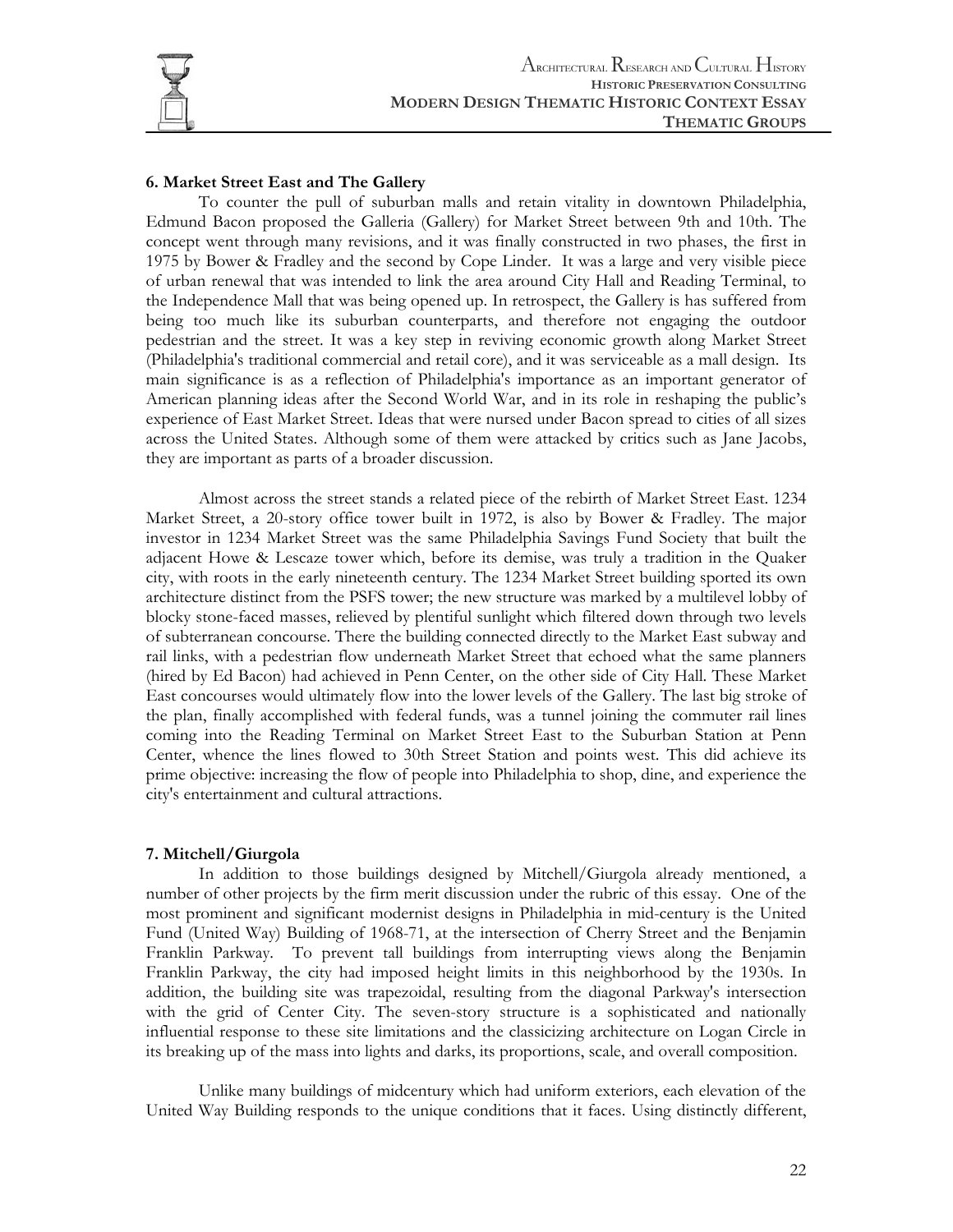### 6. Market Street East and The Gallery

To counter the pull of suburban malls and retain vitality in downtown Philadelphia, Edmund Bacon proposed the Galleria (Gallery) for Market Street between 9th and 10th. The concept went through many revisions, and it was finally constructed in two phases, the first in 1975 by Bower & Fradley and the second by Cope Linder. It was a large and very visible piece of urban renewal that was intended to link the area around City Hall and Reading Terminal, to the Independence Mall that was being opened up. In retrospect, the Gallery is has suffered from being too much like its suburban counterparts, and therefore not engaging the outdoor pedestrian and the street. It was a key step in reviving economic growth along Market Street (Philadelphia's traditional commercial and retail core), and it was serviceable as a mall design. Its main significance is as a reflection of Philadelphia's importance as an important generator of American planning ideas after the Second World War, and in its role in reshaping the public's experience of East Market Street. Ideas that were nursed under Bacon spread to cities of all sizes across the United States. Although some of them were attacked by critics such as Jane Jacobs, they are important as parts of a broader discussion.

Almost across the street stands a related piece of the rebirth of Market Street East. 1234 Market Street, a 20-story office tower built in 1972, is also by Bower & Fradley. The major investor in 1234 Market Street was the same Philadelphia Savings Fund Society that built the adjacent Howe & Lescaze tower which, before its demise, was truly a tradition in the Quaker city, with roots in the early nineteenth century. The 1234 Market Street building sported its own architecture distinct from the PSFS tower; the new structure was marked by a multilevel lobby of blocky stone-faced masses, relieved by plentiful sunlight which filtered down through two levels of subterranean concourse. There the building connected directly to the Market East subway and rail links, with a pedestrian flow underneath Market Street that echoed what the same planners (hired by Ed Bacon) had achieved in Penn Center, on the other side of City Hall. These Market East concourses would ultimately flow into the lower levels of the Gallery. The last big stroke of the plan, finally accomplished with federal funds, was a tunnel joining the commuter rail lines coming into the Reading Terminal on Market Street East to the Suburban Station at Penn Center, whence the lines flowed to 30th Street Station and points west. This did achieve its prime objective: increasing the flow of people into Philadelphia to shop, dine, and experience the city's entertainment and cultural attractions.

### 7. Mitchell/Giurgola

In addition to those buildings designed by Mitchell/Giurgola already mentioned, a number of other projects by the firm merit discussion under the rubric of this essay. One of the most prominent and significant modernist designs in Philadelphia in mid-century is the United Fund (United Way) Building of 1968-71, at the intersection of Cherry Street and the Benjamin Franklin Parkway. To prevent tall buildings from interrupting views along the Benjamin Franklin Parkway, the city had imposed height limits in this neighborhood by the 1930s. In addition, the building site was trapezoidal, resulting from the diagonal Parkway's intersection with the grid of Center City. The seven-story structure is a sophisticated and nationally influential response to these site limitations and the classicizing architecture on Logan Circle in its breaking up of the mass into lights and darks, its proportions, scale, and overall composition.

Unlike many buildings of midcentury which had uniform exteriors, each elevation of the United Way Building responds to the unique conditions that it faces. Using distinctly different,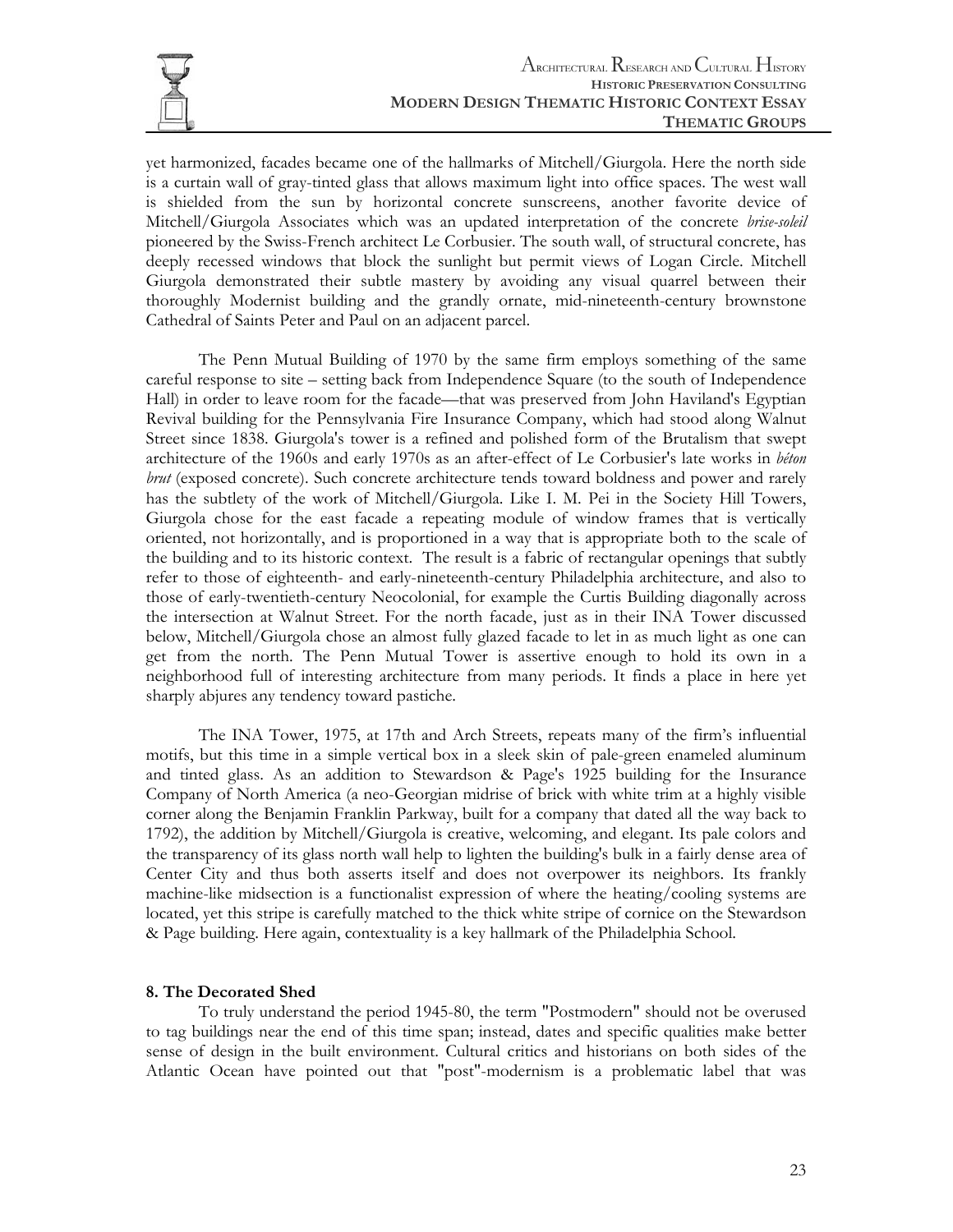yet harmonized, facades became one of the hallmarks of Mitchell/Giurgola. Here the north side is a curtain wall of gray-tinted glass that allows maximum light into office spaces. The west wall is shielded from the sun by horizontal concrete sunscreens, another favorite device of Mitchell/Giurgola Associates which was an updated interpretation of the concrete *brise-soleil* pioneered by the Swiss-French architect Le Corbusier. The south wall, of structural concrete, has deeply recessed windows that block the sunlight but permit views of Logan Circle. Mitchell Giurgola demonstrated their subtle mastery by avoiding any visual quarrel between their thoroughly Modernist building and the grandly ornate, mid-nineteenth-century brownstone Cathedral of Saints Peter and Paul on an adjacent parcel.

The Penn Mutual Building of 1970 by the same firm employs something of the same careful response to site – setting back from Independence Square (to the south of Independence Hall) in order to leave room for the facade—that was preserved from John Haviland's Egyptian Revival building for the Pennsylvania Fire Insurance Company, which had stood along Walnut Street since 1838. Giurgola's tower is a refined and polished form of the Brutalism that swept architecture of the 1960s and early 1970s as an after-effect of Le Corbusier's late works in *béton brut* (exposed concrete). Such concrete architecture tends toward boldness and power and rarely has the subtlety of the work of Mitchell/Giurgola. Like I. M. Pei in the Society Hill Towers, Giurgola chose for the east facade a repeating module of window frames that is vertically oriented, not horizontally, and is proportioned in a way that is appropriate both to the scale of the building and to its historic context. The result is a fabric of rectangular openings that subtly refer to those of eighteenth- and early-nineteenth-century Philadelphia architecture, and also to those of early-twentieth-century Neocolonial, for example the Curtis Building diagonally across the intersection at Walnut Street. For the north facade, just as in their INA Tower discussed below, Mitchell/Giurgola chose an almost fully glazed facade to let in as much light as one can get from the north. The Penn Mutual Tower is assertive enough to hold its own in a neighborhood full of interesting architecture from many periods. It finds a place in here yet sharply abjures any tendency toward pastiche.

The INA Tower, 1975, at 17th and Arch Streets, repeats many of the firm's influential motifs, but this time in a simple vertical box in a sleek skin of pale-green enameled aluminum and tinted glass. As an addition to Stewardson & Page's 1925 building for the Insurance Company of North America (a neo-Georgian midrise of brick with white trim at a highly visible corner along the Benjamin Franklin Parkway, built for a company that dated all the way back to 1792), the addition by Mitchell/Giurgola is creative, welcoming, and elegant. Its pale colors and the transparency of its glass north wall help to lighten the building's bulk in a fairly dense area of Center City and thus both asserts itself and does not overpower its neighbors. Its frankly machine-like midsection is a functionalist expression of where the heating/cooling systems are located, yet this stripe is carefully matched to the thick white stripe of cornice on the Stewardson & Page building. Here again, contextuality is a key hallmark of the Philadelphia School.

**8. The Decorated Shed**

To truly understand the period 1945-80, the term "Postmodern" should not be overused to tag buildings near the end of this time span; instead, dates and specific qualities make better sense of design in the built environment. Cultural critics and historians on both sides of the Atlantic Ocean have pointed out that "post"-modernism is a problematic label that was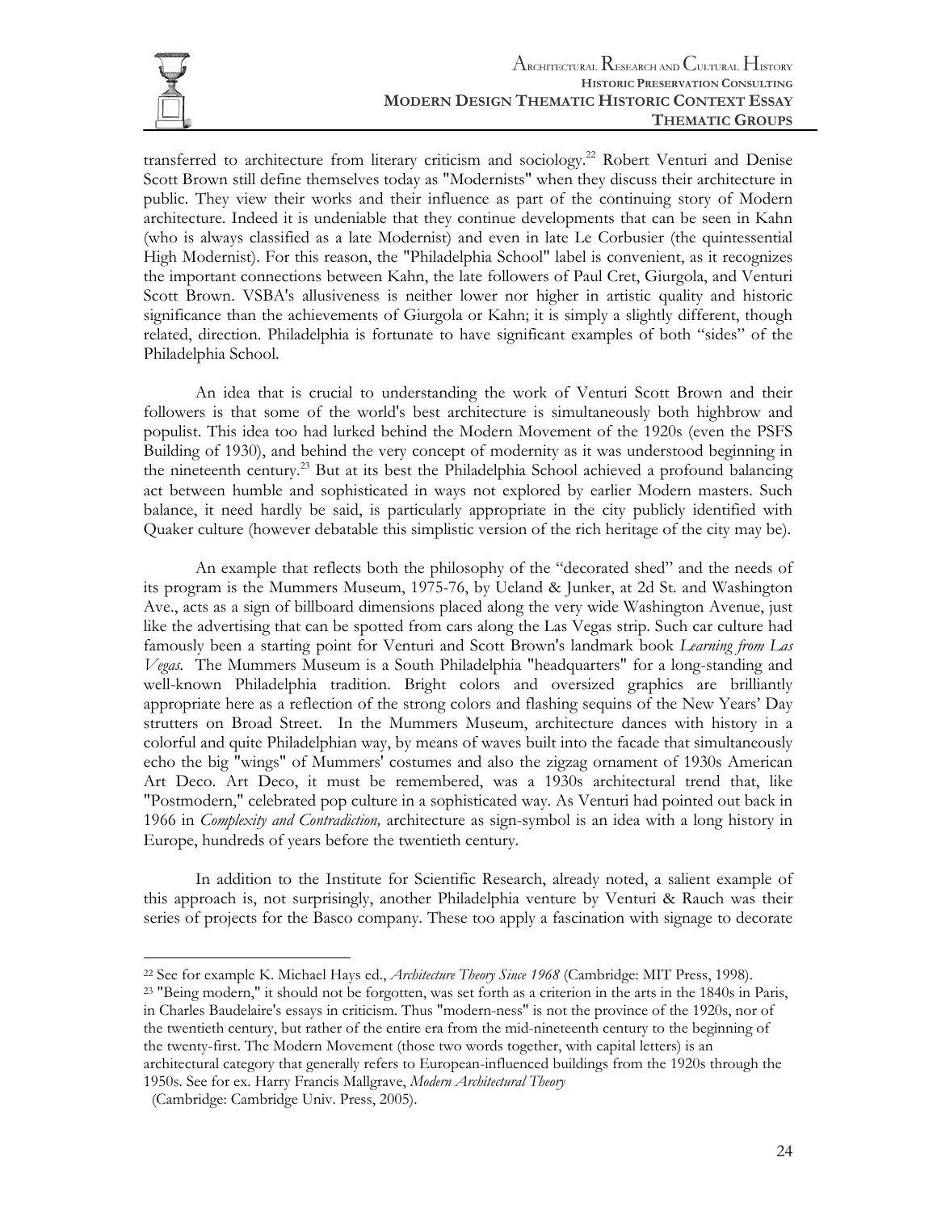transferred to architecture from literary criticism and sociology.[22] Robert Venturi and Denise Scott Brown still define themselves today as "Modernists" when they discuss their architecture in public. They view their works and their influence as part of the continuing story of Modern architecture. Indeed it is undeniable that they continue developments that can be seen in Kahn (who is always classified as a late Modernist) and even in late Le Corbusier (the quintessential High Modernist). For this reason, the "Philadelphia School" label is convenient, as it recognizes the important connections between Kahn, the late followers of Paul Cret, Giurgola, and Venturi Scott Brown. VSBA's allusiveness is neither lower nor higher in artistic quality and historic significance than the achievements of Giurgola or Kahn; it is simply a slightly different, though related, direction. Philadelphia is fortunate to have significant examples of both "sides" of the Philadelphia School.

An idea that is crucial to understanding the work of Venturi Scott Brown and their followers is that some of the world's best architecture is simultaneously both highbrow and populist. This idea too had lurked behind the Modern Movement of the 1920s (even the PSFS Building of 1930), and behind the very concept of modernity as it was understood beginning in the nineteenth century.[23] But at its best the Philadelphia School achieved a profound balancing act between humble and sophisticated in ways not explored by earlier Modern masters. Such balance, it need hardly be said, is particularly appropriate in the city publicly identified with Quaker culture (however debatable this simplistic version of the rich heritage of the city may be).

An example that reflects both the philosophy of the "decorated shed" and the needs of its program is the Mummers Museum, 1975-76, by Ueland & Junker, at 2d St. and Washington Ave., acts as a sign of billboard dimensions placed along the very wide Washington Avenue, just like the advertising that can be spotted from cars along the Las Vegas strip. Such car culture had famously been a starting point for Venturi and Scott Brown's landmark book *Learning from Las Vegas*. The Mummers Museum is a South Philadelphia "headquarters" for a long-standing and well-known Philadelphia tradition. Bright colors and oversized graphics are brilliantly appropriate here as a reflection of the strong colors and flashing sequins of the New Years' Day strutters on Broad Street. In the Mummers Museum, architecture dances with history in a colorful and quite Philadelphian way, by means of waves built into the facade that simultaneously echo the big "wings" of Mummers' costumes and also the zigzag ornament of 1930s American Art Deco. Art Deco, it must be remembered, was a 1930s architectural trend that, like "Postmodern," celebrated pop culture in a sophisticated way. As Venturi had pointed out back in 1966 in *Complexity and Contradiction,* architecture as sign-symbol is an idea with a long history in Europe, hundreds of years before the twentieth century.

In addition to the Institute for Scientific Research, already noted, a salient example of this approach is, not surprisingly, another Philadelphia venture by Venturi & Rauch was their series of projects for the Basco company. These too apply a fascination with signage to decorate

---

[22] See for example K. Michael Hays ed., *Architecture Theory Since 1968* (Cambridge: MIT Press, 1998).

[23] "Being modern," it should not be forgotten, was set forth as a criterion in the arts in the 1840s in Paris, in Charles Baudelaire's essays in criticism. Thus "modern-ness" is not the province of the 1920s, nor of the twentieth century, but rather of the entire era from the mid-nineteenth century to the beginning of the twenty-first. The Modern Movement (those two words together, with capital letters) is an architectural category that generally refers to European-influenced buildings from the 1920s through the 1950s. See for ex. Harry Francis Mallgrave, *Modern Architectural Theory* (Cambridge: Cambridge Univ. Press, 2005).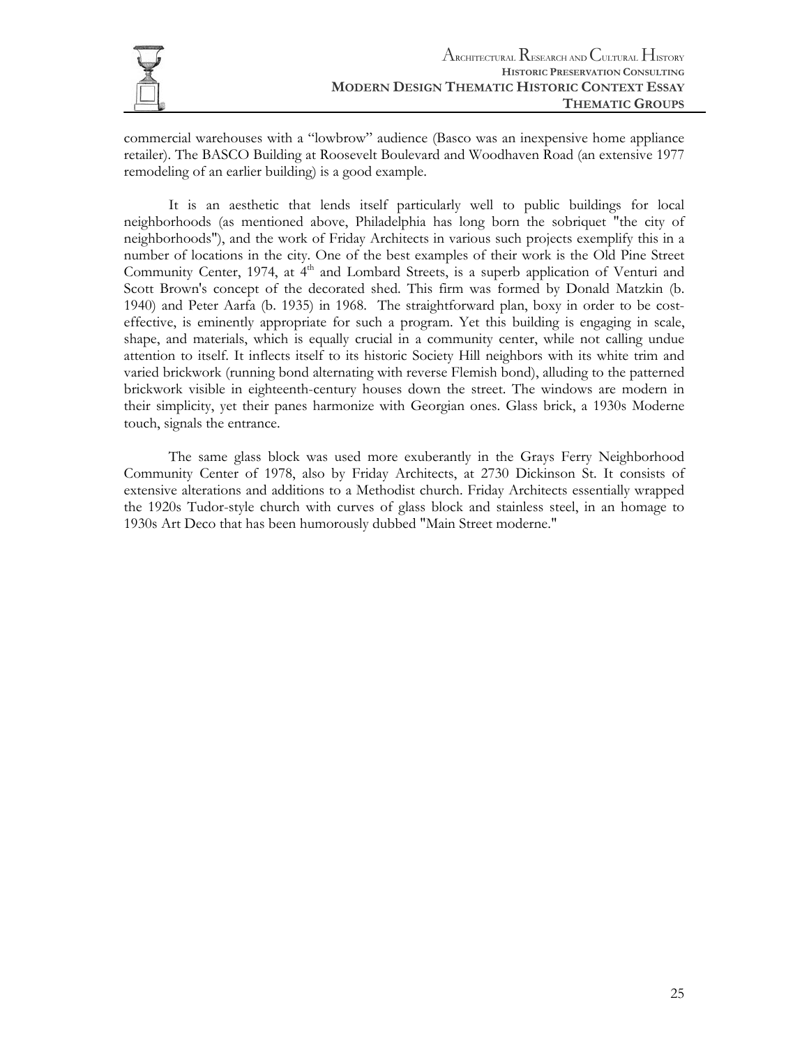commercial warehouses with a "lowbrow" audience (Basco was an inexpensive home appliance retailer). The BASCO Building at Roosevelt Boulevard and Woodhaven Road (an extensive 1977 remodeling of an earlier building) is a good example.

It is an aesthetic that lends itself particularly well to public buildings for local neighborhoods (as mentioned above, Philadelphia has long born the sobriquet "the city of neighborhoods"), and the work of Friday Architects in various such projects exemplify this in a number of locations in the city. One of the best examples of their work is the Old Pine Street Community Center, 1974, at 4th and Lombard Streets, is a superb application of Venturi and Scott Brown's concept of the decorated shed. This firm was formed by Donald Matzkin (b. 1940) and Peter Aarfa (b. 1935) in 1968. The straightforward plan, boxy in order to be cost-effective, is eminently appropriate for such a program. Yet this building is engaging in scale, shape, and materials, which is equally crucial in a community center, while not calling undue attention to itself. It inflects itself to its historic Society Hill neighbors with its white trim and varied brickwork (running bond alternating with reverse Flemish bond), alluding to the patterned brickwork visible in eighteenth-century houses down the street. The windows are modern in their simplicity, yet their panes harmonize with Georgian ones. Glass brick, a 1930s Moderne touch, signals the entrance.

The same glass block was used more exuberantly in the Grays Ferry Neighborhood Community Center of 1978, also by Friday Architects, at 2730 Dickinson St. It consists of extensive alterations and additions to a Methodist church. Friday Architects essentially wrapped the 1920s Tudor-style church with curves of glass block and stainless steel, in an homage to 1930s Art Deco that has been humorously dubbed "Main Street moderne."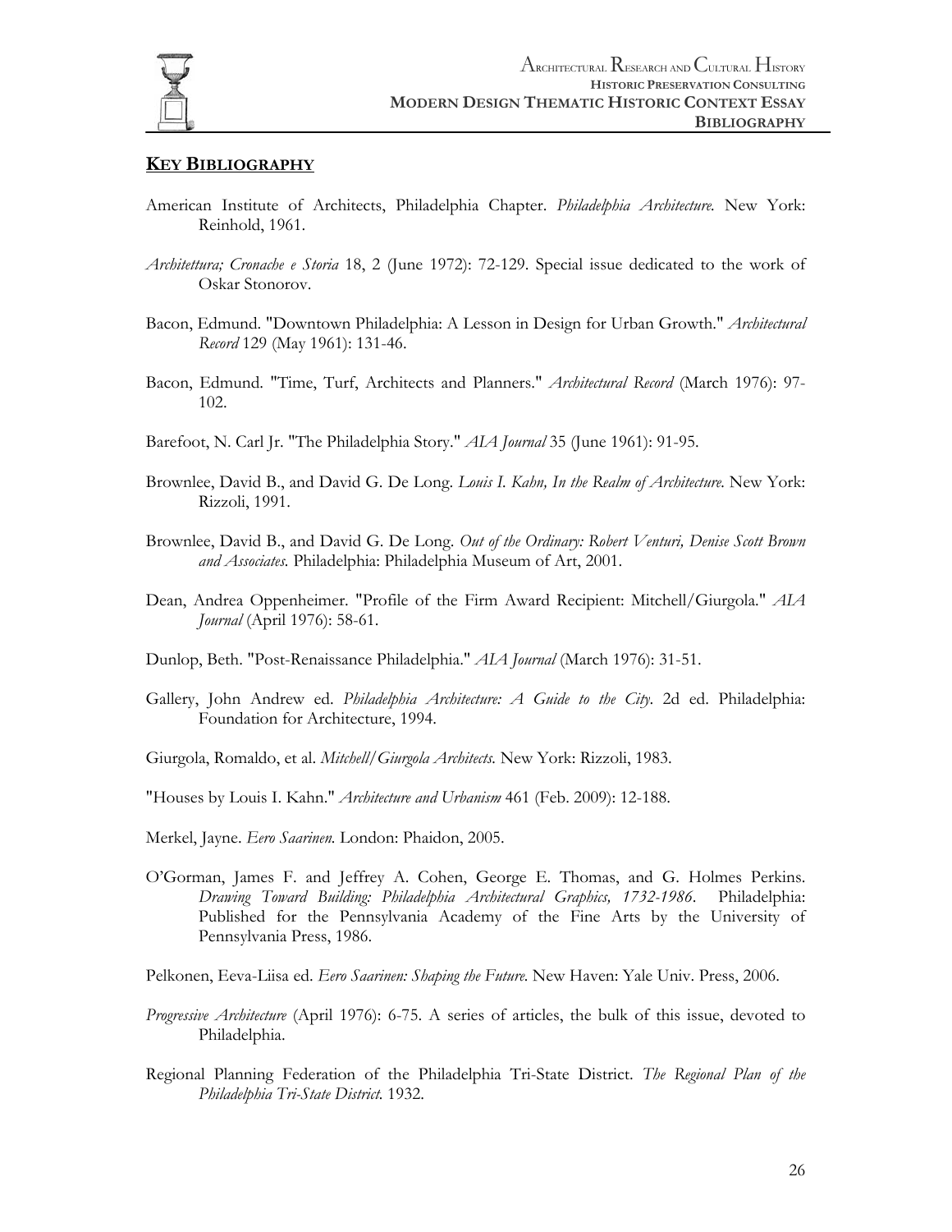## **KEY BIBLIOGRAPHY**

American Institute of Architects, Philadelphia Chapter. *Philadelphia Architecture.* New York: Reinhold, 1961.

*Architettura; Cronache e Storia* 18, 2 (June 1972): 72-129. Special issue dedicated to the work of Oskar Stonorov.

Bacon, Edmund. "Downtown Philadelphia: A Lesson in Design for Urban Growth." *Architectural Record* 129 (May 1961): 131-46.

Bacon, Edmund. "Time, Turf, Architects and Planners." *Architectural Record* (March 1976): 97-102.

Barefoot, N. Carl Jr. "The Philadelphia Story." *AIA Journal* 35 (June 1961): 91-95.

Brownlee, David B., and David G. De Long. *Louis I. Kahn, In the Realm of Architecture.* New York: Rizzoli, 1991.

Brownlee, David B., and David G. De Long. *Out of the Ordinary: Robert Venturi, Denise Scott Brown and Associates.* Philadelphia: Philadelphia Museum of Art, 2001.

Dean, Andrea Oppenheimer. "Profile of the Firm Award Recipient: Mitchell/Giurgola." *AIA Journal* (April 1976): 58-61.

Dunlop, Beth. "Post-Renaissance Philadelphia." *AIA Journal* (March 1976): 31-51.

Gallery, John Andrew ed. *Philadelphia Architecture: A Guide to the City.* 2d ed. Philadelphia: Foundation for Architecture, 1994.

Giurgola, Romaldo, et al. *Mitchell/Giurgola Architects.* New York: Rizzoli, 1983.

"Houses by Louis I. Kahn." *Architecture and Urbanism* 461 (Feb. 2009): 12-188.

Merkel, Jayne. *Eero Saarinen.* London: Phaidon, 2005.

O'Gorman, James F. and Jeffrey A. Cohen, George E. Thomas, and G. Holmes Perkins. *Drawing Toward Building: Philadelphia Architectural Graphics, 1732-1986*. Philadelphia: Published for the Pennsylvania Academy of the Fine Arts by the University of Pennsylvania Press, 1986.

Pelkonen, Eeva-Liisa ed. *Eero Saarinen: Shaping the Future.* New Haven: Yale Univ. Press, 2006.

*Progressive Architecture* (April 1976): 6-75. A series of articles, the bulk of this issue, devoted to Philadelphia.

Regional Planning Federation of the Philadelphia Tri-State District. *The Regional Plan of the Philadelphia Tri-State District.* 1932.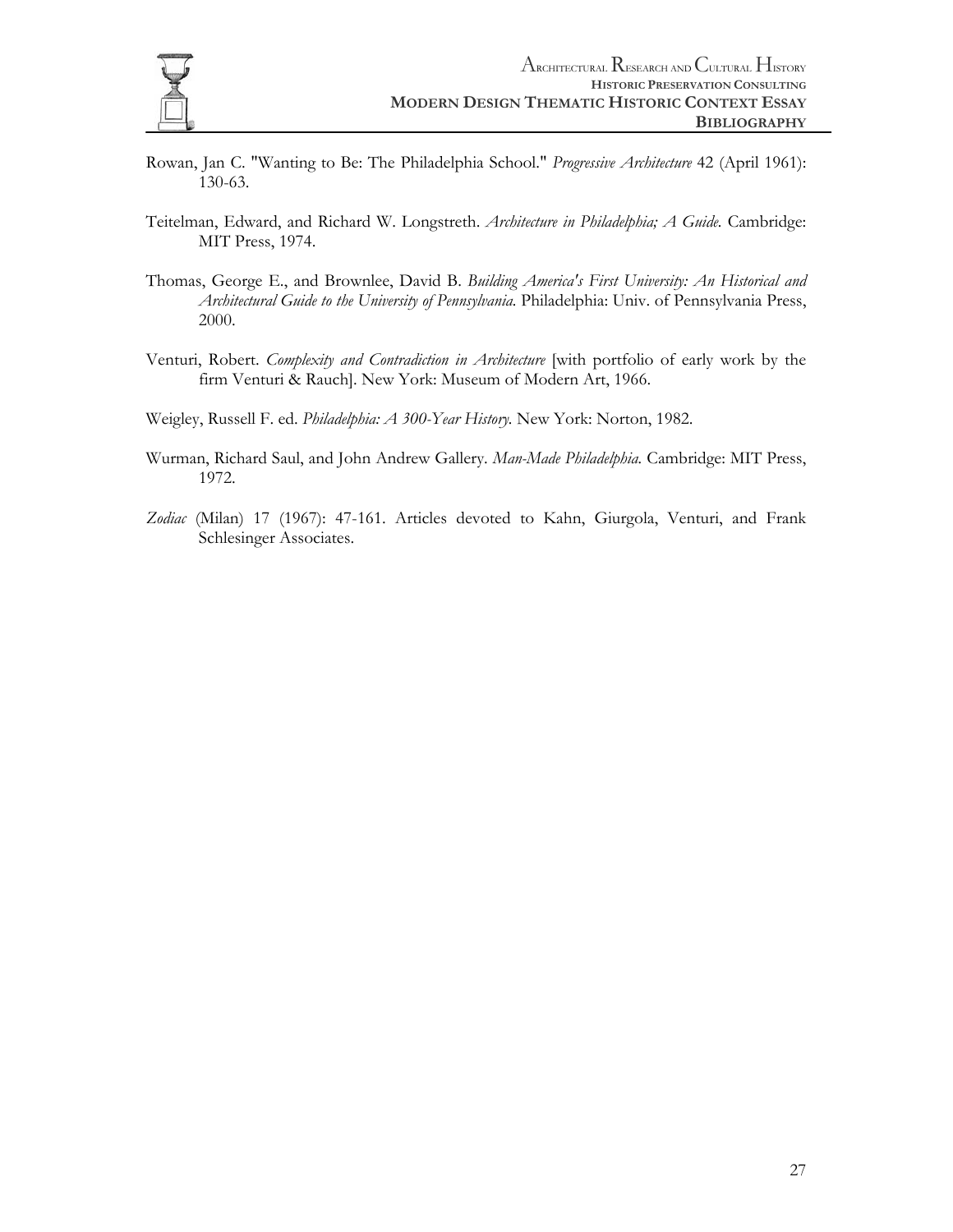Rowan, Jan C. "Wanting to Be: The Philadelphia School." *Progressive Architecture* 42 (April 1961): 130-63.

Teitelman, Edward, and Richard W. Longstreth. *Architecture in Philadelphia; A Guide.* Cambridge: MIT Press, 1974.

Thomas, George E., and Brownlee, David B. *Building America's First University: An Historical and Architectural Guide to the University of Pennsylvania.* Philadelphia: Univ. of Pennsylvania Press, 2000.

Venturi, Robert. *Complexity and Contradiction in Architecture* [with portfolio of early work by the firm Venturi & Rauch]. New York: Museum of Modern Art, 1966.

Weigley, Russell F. ed. *Philadelphia: A 300-Year History.* New York: Norton, 1982.

Wurman, Richard Saul, and John Andrew Gallery. *Man-Made Philadelphia.* Cambridge: MIT Press, 1972.

*Zodiac* (Milan) 17 (1967): 47-161. Articles devoted to Kahn, Giurgola, Venturi, and Frank Schlesinger Associates.